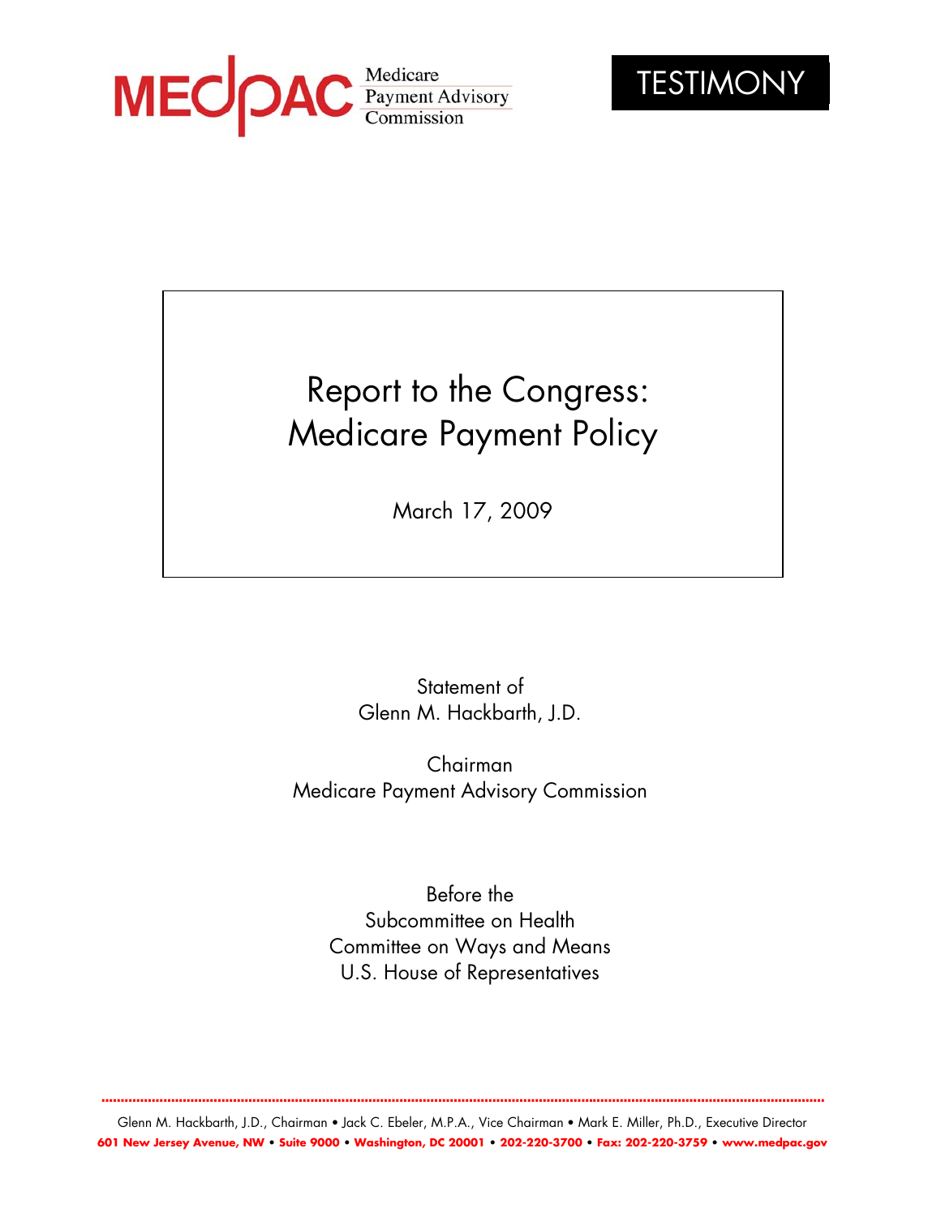MEDPAC Medicare Payment Advisory Commission

TESTIMONY

# Report to the Congress: Medicare Payment Policy

March 17, 2009

Statement of
Glenn M. Hackbarth, J.D.

Chairman
Medicare Payment Advisory Commission

Before the
Subcommittee on Health
Committee on Ways and Means
U.S. House of Representatives

Glenn M. Hackbarth, J.D., Chairman • Jack C. Ebeler, M.P.A., Vice Chairman • Mark E. Miller, Ph.D., Executive Director
**601 New Jersey Avenue, NW • Suite 9000 • Washington, DC 20001 • 202-220-3700 • Fax: 202-220-3759 • www.medpac.gov**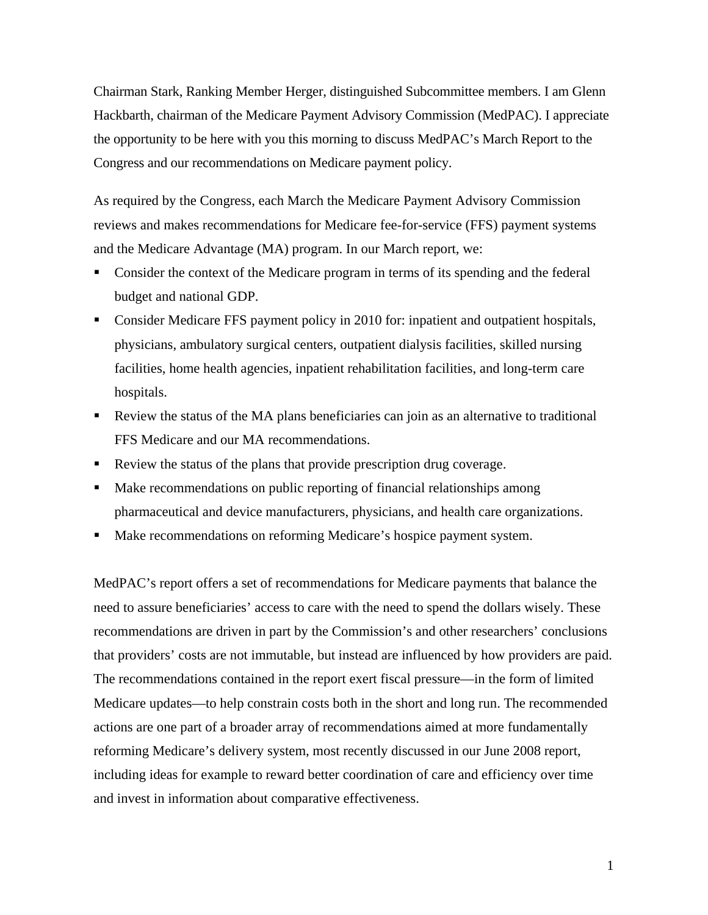Chairman Stark, Ranking Member Herger, distinguished Subcommittee members. I am Glenn Hackbarth, chairman of the Medicare Payment Advisory Commission (MedPAC). I appreciate the opportunity to be here with you this morning to discuss MedPAC's March Report to the Congress and our recommendations on Medicare payment policy.

As required by the Congress, each March the Medicare Payment Advisory Commission reviews and makes recommendations for Medicare fee-for-service (FFS) payment systems and the Medicare Advantage (MA) program. In our March report, we:

- Consider the context of the Medicare program in terms of its spending and the federal budget and national GDP.
- Consider Medicare FFS payment policy in 2010 for: inpatient and outpatient hospitals, physicians, ambulatory surgical centers, outpatient dialysis facilities, skilled nursing facilities, home health agencies, inpatient rehabilitation facilities, and long-term care hospitals.
- Review the status of the MA plans beneficiaries can join as an alternative to traditional FFS Medicare and our MA recommendations.
- Review the status of the plans that provide prescription drug coverage.
- Make recommendations on public reporting of financial relationships among pharmaceutical and device manufacturers, physicians, and health care organizations.
- Make recommendations on reforming Medicare's hospice payment system.

MedPAC's report offers a set of recommendations for Medicare payments that balance the need to assure beneficiaries' access to care with the need to spend the dollars wisely. These recommendations are driven in part by the Commission's and other researchers' conclusions that providers' costs are not immutable, but instead are influenced by how providers are paid. The recommendations contained in the report exert fiscal pressure—in the form of limited Medicare updates—to help constrain costs both in the short and long run. The recommended actions are one part of a broader array of recommendations aimed at more fundamentally reforming Medicare's delivery system, most recently discussed in our June 2008 report, including ideas for example to reward better coordination of care and efficiency over time and invest in information about comparative effectiveness.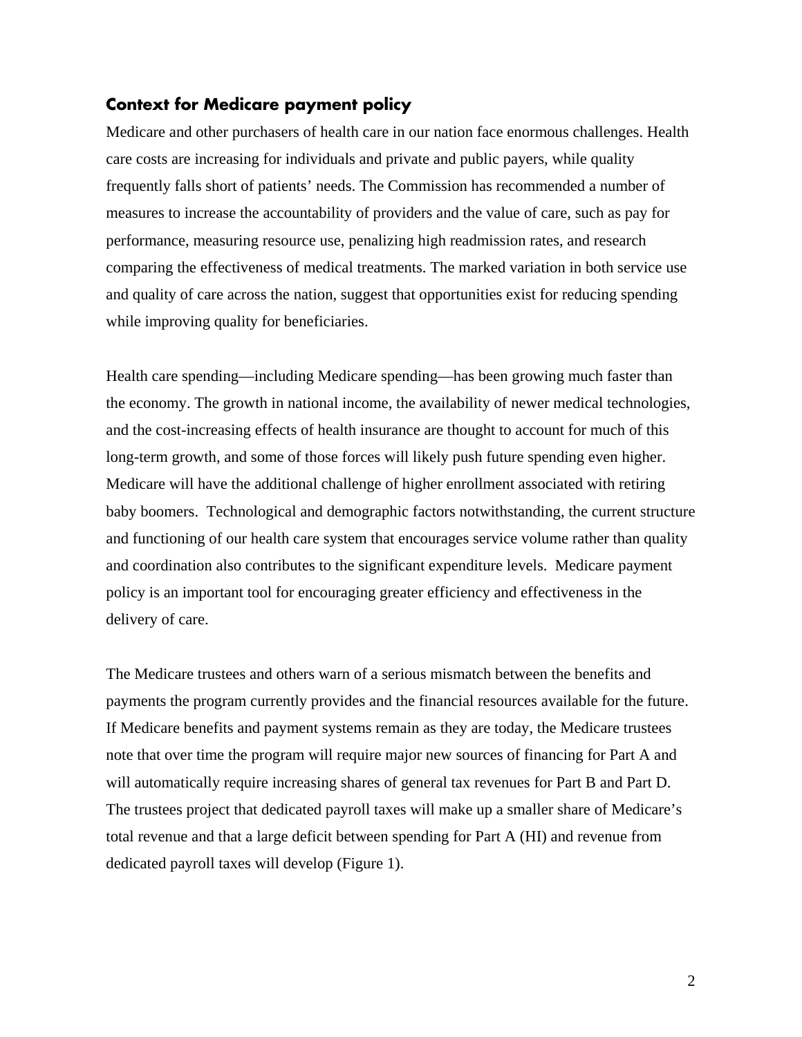## Context for Medicare payment policy

Medicare and other purchasers of health care in our nation face enormous challenges. Health care costs are increasing for individuals and private and public payers, while quality frequently falls short of patients' needs. The Commission has recommended a number of measures to increase the accountability of providers and the value of care, such as pay for performance, measuring resource use, penalizing high readmission rates, and research comparing the effectiveness of medical treatments. The marked variation in both service use and quality of care across the nation, suggest that opportunities exist for reducing spending while improving quality for beneficiaries.

Health care spending—including Medicare spending—has been growing much faster than the economy. The growth in national income, the availability of newer medical technologies, and the cost-increasing effects of health insurance are thought to account for much of this long-term growth, and some of those forces will likely push future spending even higher. Medicare will have the additional challenge of higher enrollment associated with retiring baby boomers. Technological and demographic factors notwithstanding, the current structure and functioning of our health care system that encourages service volume rather than quality and coordination also contributes to the significant expenditure levels. Medicare payment policy is an important tool for encouraging greater efficiency and effectiveness in the delivery of care.

The Medicare trustees and others warn of a serious mismatch between the benefits and payments the program currently provides and the financial resources available for the future. If Medicare benefits and payment systems remain as they are today, the Medicare trustees note that over time the program will require major new sources of financing for Part A and will automatically require increasing shares of general tax revenues for Part B and Part D. The trustees project that dedicated payroll taxes will make up a smaller share of Medicare's total revenue and that a large deficit between spending for Part A (HI) and revenue from dedicated payroll taxes will develop (Figure 1).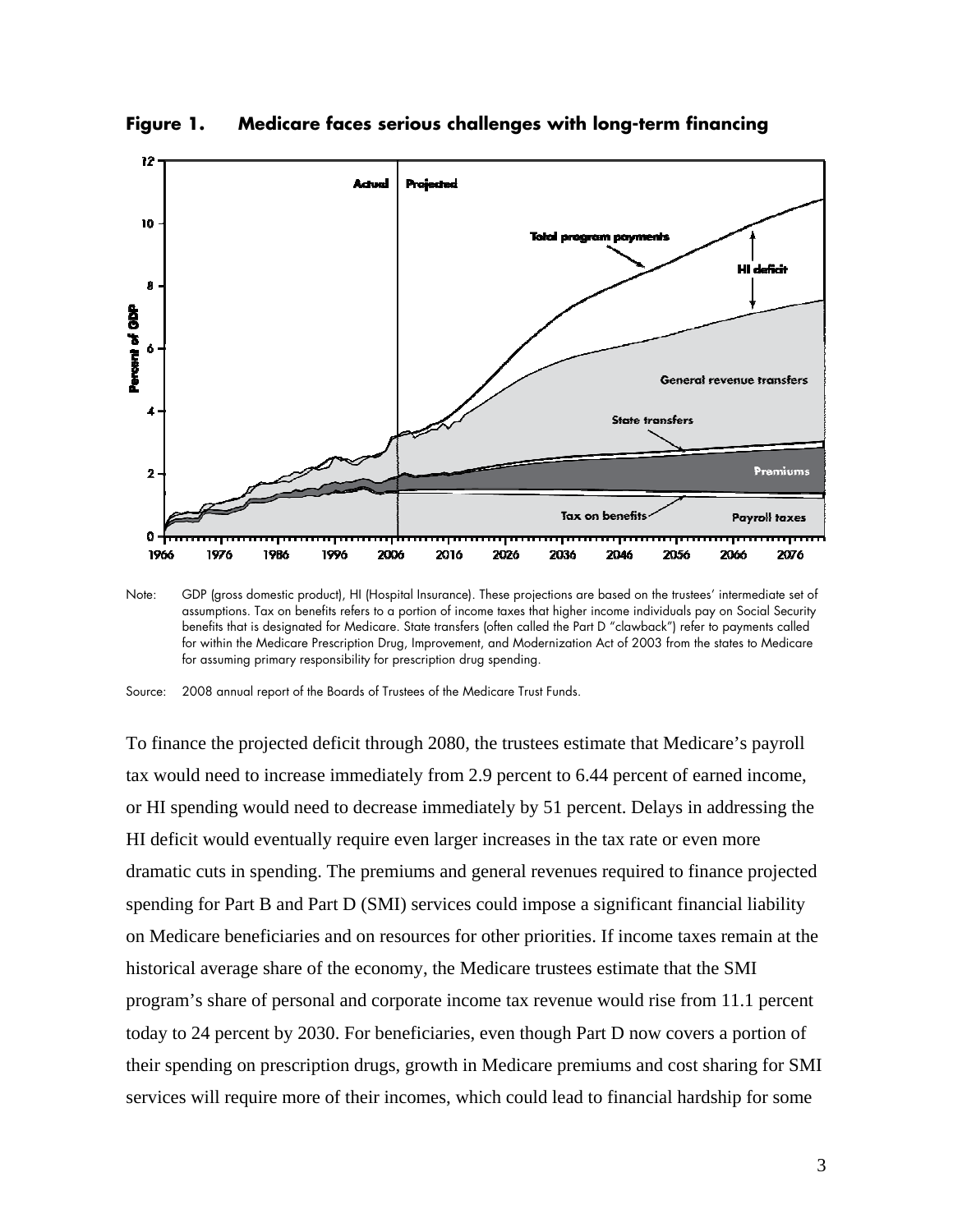**Figure 1. Medicare faces serious challenges with long-term financing**

Note: GDP (gross domestic product), HI (Hospital Insurance). These projections are based on the trustees' intermediate set of assumptions. Tax on benefits refers to a portion of income taxes that higher income individuals pay on Social Security benefits that is designated for Medicare. State transfers (often called the Part D "clawback") refer to payments called for within the Medicare Prescription Drug, Improvement, and Modernization Act of 2003 from the states to Medicare for assuming primary responsibility for prescription drug spending.

Source: 2008 annual report of the Boards of Trustees of the Medicare Trust Funds.

To finance the projected deficit through 2080, the trustees estimate that Medicare's payroll tax would need to increase immediately from 2.9 percent to 6.44 percent of earned income, or HI spending would need to decrease immediately by 51 percent. Delays in addressing the HI deficit would eventually require even larger increases in the tax rate or even more dramatic cuts in spending. The premiums and general revenues required to finance projected spending for Part B and Part D (SMI) services could impose a significant financial liability on Medicare beneficiaries and on resources for other priorities. If income taxes remain at the historical average share of the economy, the Medicare trustees estimate that the SMI program's share of personal and corporate income tax revenue would rise from 11.1 percent today to 24 percent by 2030. For beneficiaries, even though Part D now covers a portion of their spending on prescription drugs, growth in Medicare premiums and cost sharing for SMI services will require more of their incomes, which could lead to financial hardship for some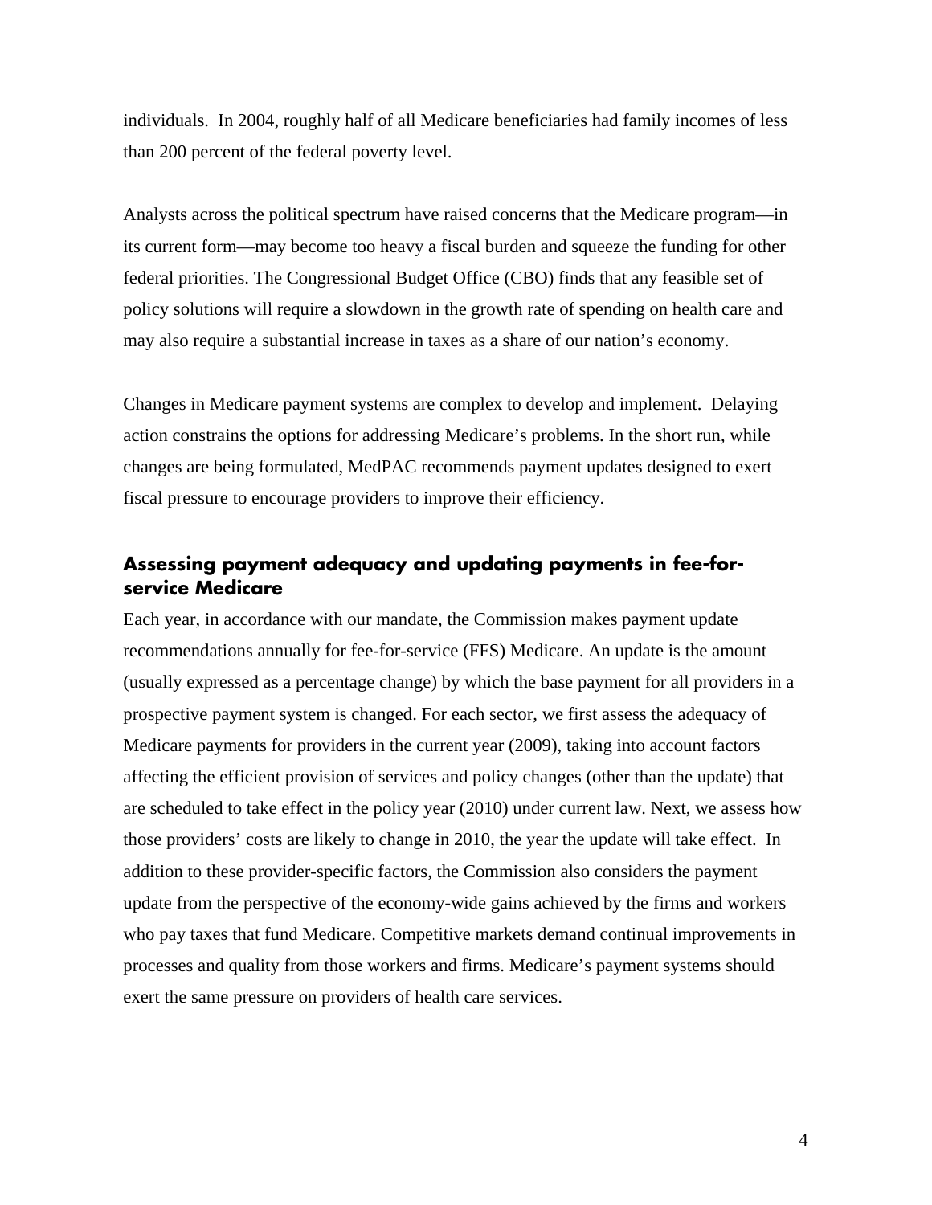individuals.  In 2004, roughly half of all Medicare beneficiaries had family incomes of less than 200 percent of the federal poverty level.

Analysts across the political spectrum have raised concerns that the Medicare program—in its current form—may become too heavy a fiscal burden and squeeze the funding for other federal priorities. The Congressional Budget Office (CBO) finds that any feasible set of policy solutions will require a slowdown in the growth rate of spending on health care and may also require a substantial increase in taxes as a share of our nation's economy.

Changes in Medicare payment systems are complex to develop and implement.  Delaying action constrains the options for addressing Medicare's problems. In the short run, while changes are being formulated, MedPAC recommends payment updates designed to exert fiscal pressure to encourage providers to improve their efficiency.

## Assessing payment adequacy and updating payments in fee-for-service Medicare

Each year, in accordance with our mandate, the Commission makes payment update recommendations annually for fee-for-service (FFS) Medicare. An update is the amount (usually expressed as a percentage change) by which the base payment for all providers in a prospective payment system is changed. For each sector, we first assess the adequacy of Medicare payments for providers in the current year (2009), taking into account factors affecting the efficient provision of services and policy changes (other than the update) that are scheduled to take effect in the policy year (2010) under current law. Next, we assess how those providers' costs are likely to change in 2010, the year the update will take effect.  In addition to these provider-specific factors, the Commission also considers the payment update from the perspective of the economy-wide gains achieved by the firms and workers who pay taxes that fund Medicare. Competitive markets demand continual improvements in processes and quality from those workers and firms. Medicare's payment systems should exert the same pressure on providers of health care services.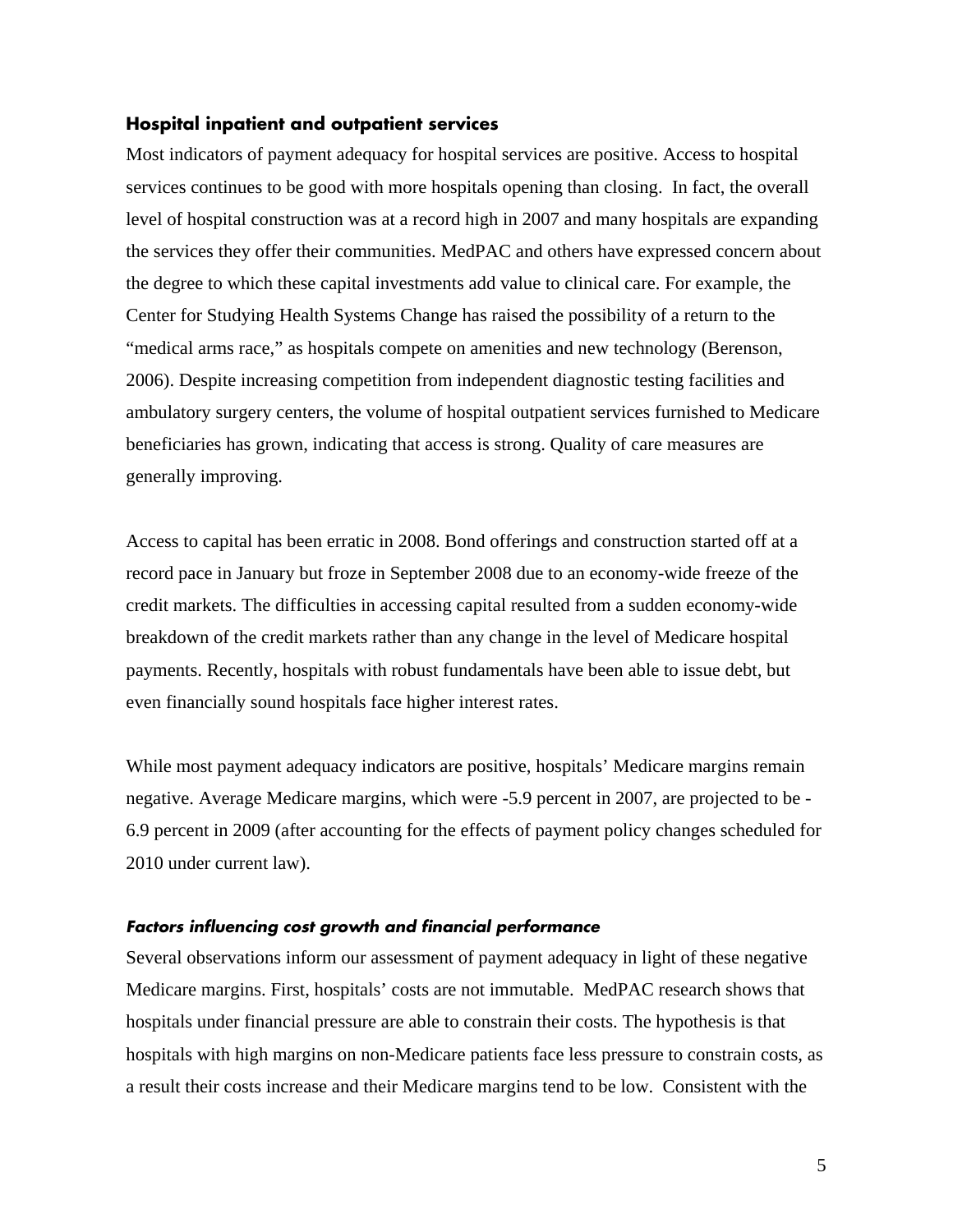### Hospital inpatient and outpatient services

Most indicators of payment adequacy for hospital services are positive. Access to hospital services continues to be good with more hospitals opening than closing. In fact, the overall level of hospital construction was at a record high in 2007 and many hospitals are expanding the services they offer their communities. MedPAC and others have expressed concern about the degree to which these capital investments add value to clinical care. For example, the Center for Studying Health Systems Change has raised the possibility of a return to the "medical arms race," as hospitals compete on amenities and new technology (Berenson, 2006). Despite increasing competition from independent diagnostic testing facilities and ambulatory surgery centers, the volume of hospital outpatient services furnished to Medicare beneficiaries has grown, indicating that access is strong. Quality of care measures are generally improving.

Access to capital has been erratic in 2008. Bond offerings and construction started off at a record pace in January but froze in September 2008 due to an economy-wide freeze of the credit markets. The difficulties in accessing capital resulted from a sudden economy-wide breakdown of the credit markets rather than any change in the level of Medicare hospital payments. Recently, hospitals with robust fundamentals have been able to issue debt, but even financially sound hospitals face higher interest rates.

While most payment adequacy indicators are positive, hospitals' Medicare margins remain negative. Average Medicare margins, which were -5.9 percent in 2007, are projected to be -6.9 percent in 2009 (after accounting for the effects of payment policy changes scheduled for 2010 under current law).

#### *Factors influencing cost growth and financial performance*

Several observations inform our assessment of payment adequacy in light of these negative Medicare margins. First, hospitals' costs are not immutable. MedPAC research shows that hospitals under financial pressure are able to constrain their costs. The hypothesis is that hospitals with high margins on non-Medicare patients face less pressure to constrain costs, as a result their costs increase and their Medicare margins tend to be low. Consistent with the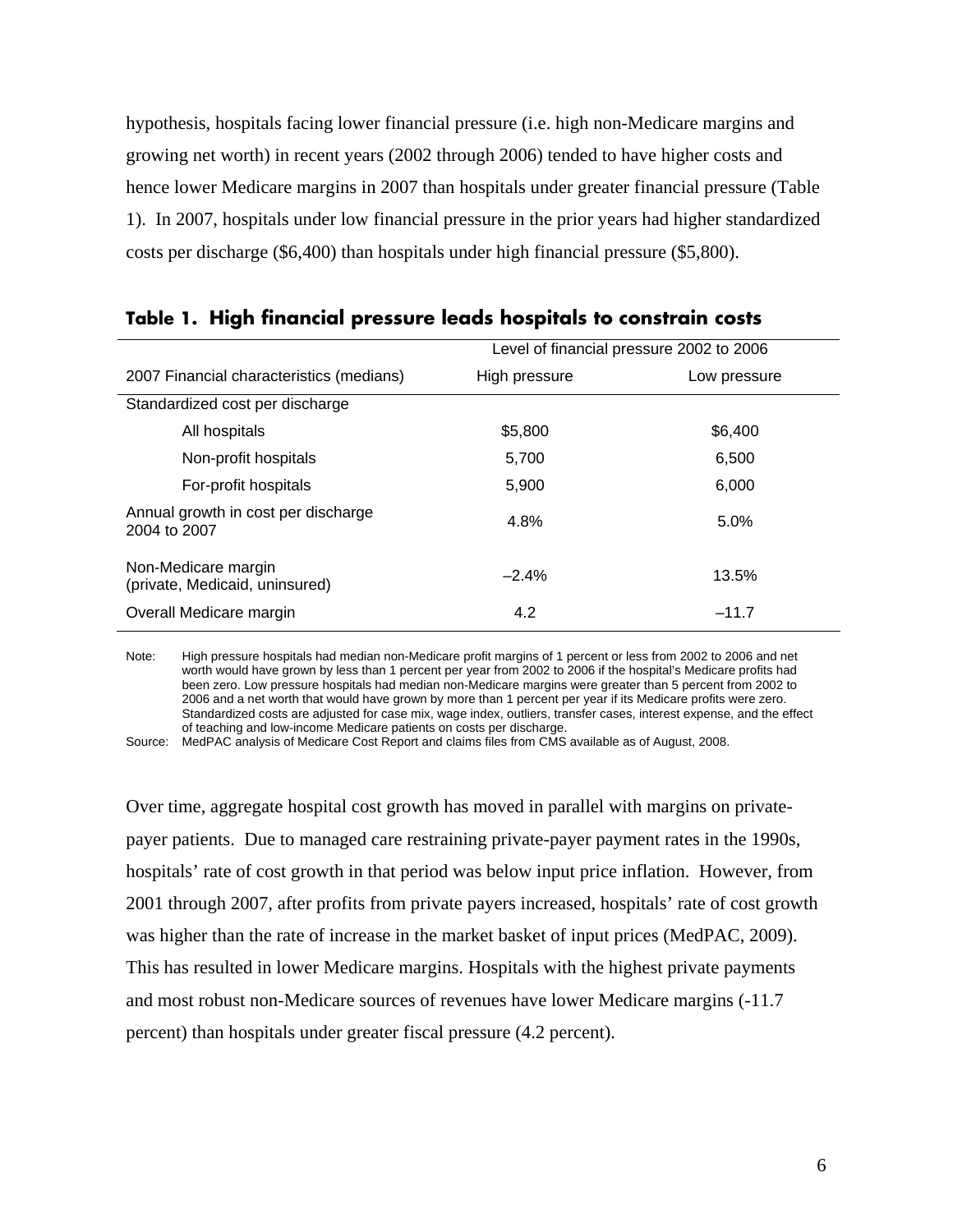hypothesis, hospitals facing lower financial pressure (i.e. high non-Medicare margins and growing net worth) in recent years (2002 through 2006) tended to have higher costs and hence lower Medicare margins in 2007 than hospitals under greater financial pressure (Table 1). In 2007, hospitals under low financial pressure in the prior years had higher standardized costs per discharge ($6,400) than hospitals under high financial pressure ($5,800).

**Table 1. High financial pressure leads hospitals to constrain costs**

| | Level of financial pressure 2002 to 2006 | |
|---|---|---|
| 2007 Financial characteristics (medians) | High pressure | Low pressure |
| Standardized cost per discharge | | |
| All hospitals | $5,800 | $6,400 |
| Non-profit hospitals | 5,700 | 6,500 |
| For-profit hospitals | 5,900 | 6,000 |
| Annual growth in cost per discharge 2004 to 2007 | 4.8% | 5.0% |
| Non-Medicare margin (private, Medicaid, uninsured) | –2.4% | 13.5% |
| Overall Medicare margin | 4.2 | –11.7 |

Note: High pressure hospitals had median non-Medicare profit margins of 1 percent or less from 2002 to 2006 and net worth would have grown by less than 1 percent per year from 2002 to 2006 if the hospital's Medicare profits had been zero. Low pressure hospitals had median non-Medicare margins were greater than 5 percent from 2002 to 2006 and a net worth that would have grown by more than 1 percent per year if its Medicare profits were zero. Standardized costs are adjusted for case mix, wage index, outliers, transfer cases, interest expense, and the effect of teaching and low-income Medicare patients on costs per discharge.

Source: MedPAC analysis of Medicare Cost Report and claims files from CMS available as of August, 2008.

Over time, aggregate hospital cost growth has moved in parallel with margins on private-payer patients. Due to managed care restraining private-payer payment rates in the 1990s, hospitals' rate of cost growth in that period was below input price inflation. However, from 2001 through 2007, after profits from private payers increased, hospitals' rate of cost growth was higher than the rate of increase in the market basket of input prices (MedPAC, 2009). This has resulted in lower Medicare margins. Hospitals with the highest private payments and most robust non-Medicare sources of revenues have lower Medicare margins (-11.7 percent) than hospitals under greater fiscal pressure (4.2 percent).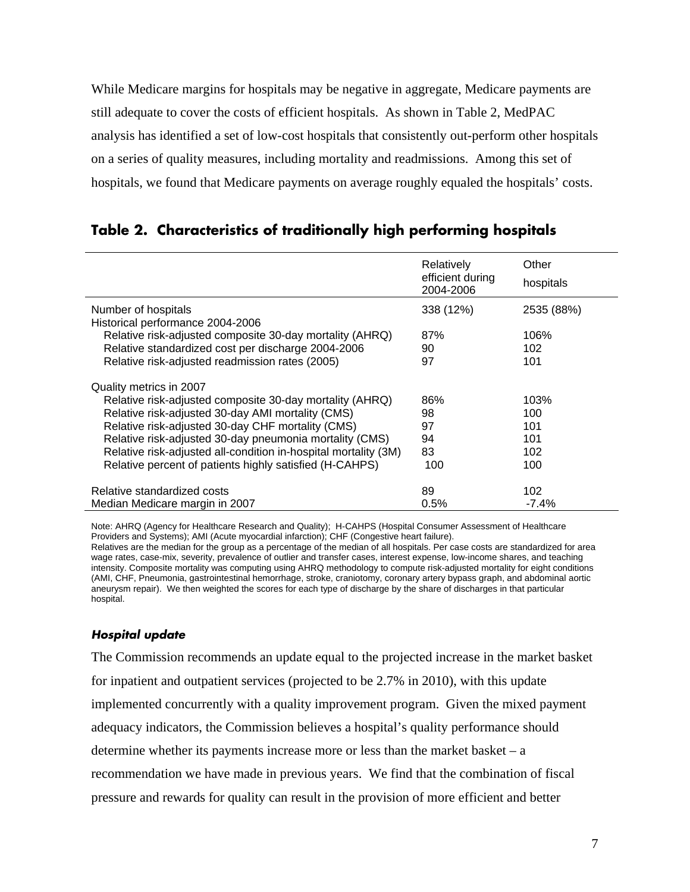While Medicare margins for hospitals may be negative in aggregate, Medicare payments are still adequate to cover the costs of efficient hospitals. As shown in Table 2, MedPAC analysis has identified a set of low-cost hospitals that consistently out-perform other hospitals on a series of quality measures, including mortality and readmissions. Among this set of hospitals, we found that Medicare payments on average roughly equaled the hospitals' costs.

## Table 2. Characteristics of traditionally high performing hospitals

| | Relatively efficient during 2004-2006 | Other hospitals |
|---|---|---|
| Number of hospitals | 338 (12%) | 2535 (88%) |
| Historical performance 2004-2006 | | |
| Relative risk-adjusted composite 30-day mortality (AHRQ) | 87% | 106% |
| Relative standardized cost per discharge 2004-2006 | 90 | 102 |
| Relative risk-adjusted readmission rates (2005) | 97 | 101 |
| Quality metrics in 2007 | | |
| Relative risk-adjusted composite 30-day mortality (AHRQ) | 86% | 103% |
| Relative risk-adjusted 30-day AMI mortality (CMS) | 98 | 100 |
| Relative risk-adjusted 30-day CHF mortality (CMS) | 97 | 101 |
| Relative risk-adjusted 30-day pneumonia mortality (CMS) | 94 | 101 |
| Relative risk-adjusted all-condition in-hospital mortality (3M) | 83 | 102 |
| Relative percent of patients highly satisfied (H-CAHPS) | 100 | 100 |
| Relative standardized costs | 89 | 102 |
| Median Medicare margin in 2007 | 0.5% | -7.4% |

Note: AHRQ (Agency for Healthcare Research and Quality); H-CAHPS (Hospital Consumer Assessment of Healthcare Providers and Systems); AMI (Acute myocardial infarction); CHF (Congestive heart failure).
Relatives are the median for the group as a percentage of the median of all hospitals. Per case costs are standardized for area wage rates, case-mix, severity, prevalence of outlier and transfer cases, interest expense, low-income shares, and teaching intensity. Composite mortality was computing using AHRQ methodology to compute risk-adjusted mortality for eight conditions (AMI, CHF, Pneumonia, gastrointestinal hemorrhage, stroke, craniotomy, coronary artery bypass graph, and abdominal aortic aneurysm repair). We then weighted the scores for each type of discharge by the share of discharges in that particular hospital.

### *Hospital update*

The Commission recommends an update equal to the projected increase in the market basket for inpatient and outpatient services (projected to be 2.7% in 2010), with this update implemented concurrently with a quality improvement program. Given the mixed payment adequacy indicators, the Commission believes a hospital's quality performance should determine whether its payments increase more or less than the market basket – a recommendation we have made in previous years. We find that the combination of fiscal pressure and rewards for quality can result in the provision of more efficient and better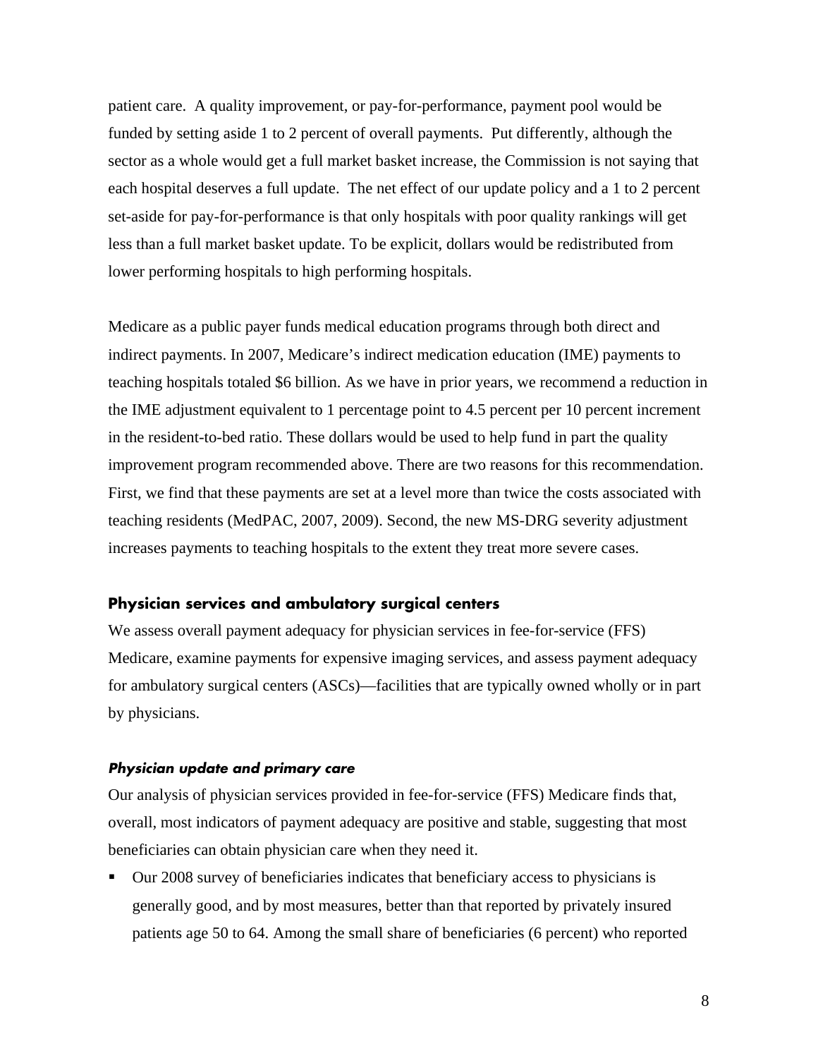patient care. A quality improvement, or pay-for-performance, payment pool would be funded by setting aside 1 to 2 percent of overall payments. Put differently, although the sector as a whole would get a full market basket increase, the Commission is not saying that each hospital deserves a full update. The net effect of our update policy and a 1 to 2 percent set-aside for pay-for-performance is that only hospitals with poor quality rankings will get less than a full market basket update. To be explicit, dollars would be redistributed from lower performing hospitals to high performing hospitals.

Medicare as a public payer funds medical education programs through both direct and indirect payments. In 2007, Medicare's indirect medication education (IME) payments to teaching hospitals totaled $6 billion. As we have in prior years, we recommend a reduction in the IME adjustment equivalent to 1 percentage point to 4.5 percent per 10 percent increment in the resident-to-bed ratio. These dollars would be used to help fund in part the quality improvement program recommended above. There are two reasons for this recommendation. First, we find that these payments are set at a level more than twice the costs associated with teaching residents (MedPAC, 2007, 2009). Second, the new MS-DRG severity adjustment increases payments to teaching hospitals to the extent they treat more severe cases.

### Physician services and ambulatory surgical centers

We assess overall payment adequacy for physician services in fee-for-service (FFS) Medicare, examine payments for expensive imaging services, and assess payment adequacy for ambulatory surgical centers (ASCs)—facilities that are typically owned wholly or in part by physicians.

#### *Physician update and primary care*

Our analysis of physician services provided in fee-for-service (FFS) Medicare finds that, overall, most indicators of payment adequacy are positive and stable, suggesting that most beneficiaries can obtain physician care when they need it.

- Our 2008 survey of beneficiaries indicates that beneficiary access to physicians is generally good, and by most measures, better than that reported by privately insured patients age 50 to 64. Among the small share of beneficiaries (6 percent) who reported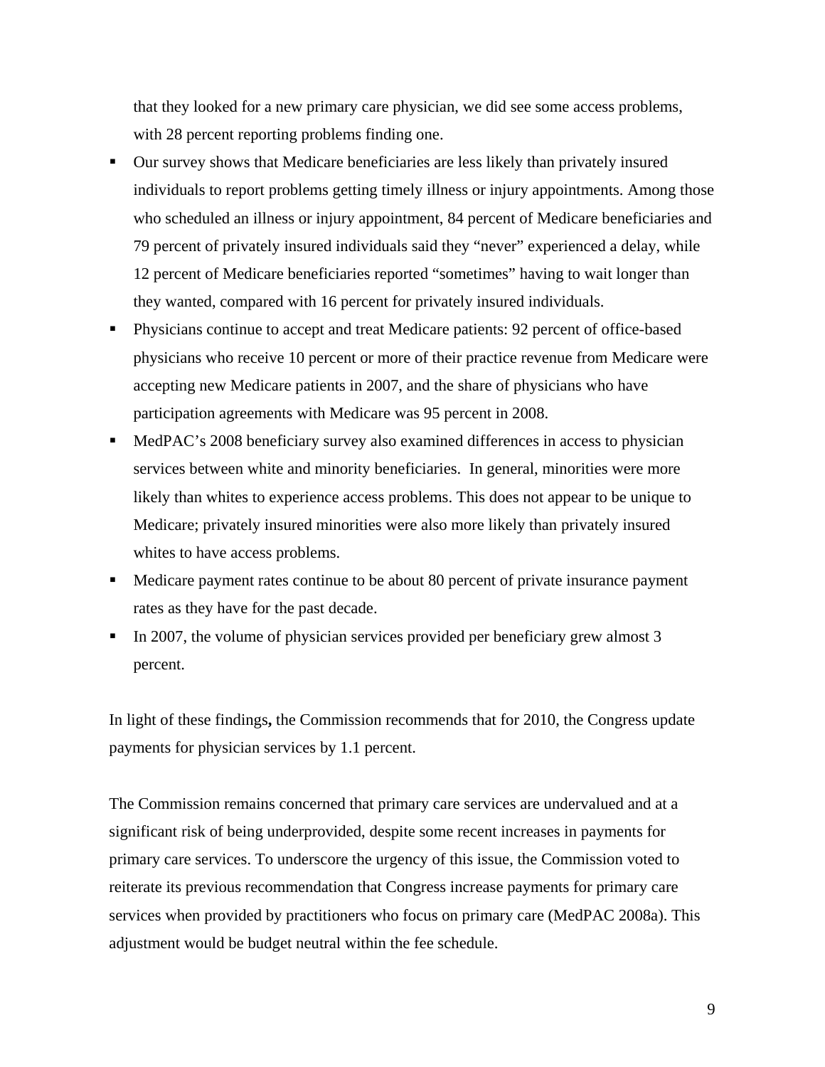that they looked for a new primary care physician, we did see some access problems, with 28 percent reporting problems finding one.

- Our survey shows that Medicare beneficiaries are less likely than privately insured individuals to report problems getting timely illness or injury appointments. Among those who scheduled an illness or injury appointment, 84 percent of Medicare beneficiaries and 79 percent of privately insured individuals said they "never" experienced a delay, while 12 percent of Medicare beneficiaries reported "sometimes" having to wait longer than they wanted, compared with 16 percent for privately insured individuals.
- Physicians continue to accept and treat Medicare patients: 92 percent of office-based physicians who receive 10 percent or more of their practice revenue from Medicare were accepting new Medicare patients in 2007, and the share of physicians who have participation agreements with Medicare was 95 percent in 2008.
- MedPAC's 2008 beneficiary survey also examined differences in access to physician services between white and minority beneficiaries. In general, minorities were more likely than whites to experience access problems. This does not appear to be unique to Medicare; privately insured minorities were also more likely than privately insured whites to have access problems.
- Medicare payment rates continue to be about 80 percent of private insurance payment rates as they have for the past decade.
- In 2007, the volume of physician services provided per beneficiary grew almost 3 percent.

In light of these findings**,** the Commission recommends that for 2010, the Congress update payments for physician services by 1.1 percent.

The Commission remains concerned that primary care services are undervalued and at a significant risk of being underprovided, despite some recent increases in payments for primary care services. To underscore the urgency of this issue, the Commission voted to reiterate its previous recommendation that Congress increase payments for primary care services when provided by practitioners who focus on primary care (MedPAC 2008a). This adjustment would be budget neutral within the fee schedule.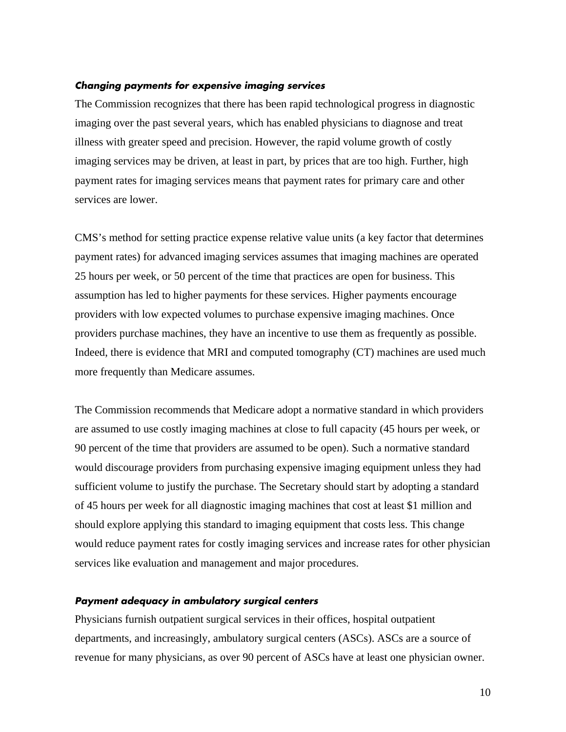### *Changing payments for expensive imaging services*

The Commission recognizes that there has been rapid technological progress in diagnostic imaging over the past several years, which has enabled physicians to diagnose and treat illness with greater speed and precision. However, the rapid volume growth of costly imaging services may be driven, at least in part, by prices that are too high. Further, high payment rates for imaging services means that payment rates for primary care and other services are lower.

CMS's method for setting practice expense relative value units (a key factor that determines payment rates) for advanced imaging services assumes that imaging machines are operated 25 hours per week, or 50 percent of the time that practices are open for business. This assumption has led to higher payments for these services. Higher payments encourage providers with low expected volumes to purchase expensive imaging machines. Once providers purchase machines, they have an incentive to use them as frequently as possible. Indeed, there is evidence that MRI and computed tomography (CT) machines are used much more frequently than Medicare assumes.

The Commission recommends that Medicare adopt a normative standard in which providers are assumed to use costly imaging machines at close to full capacity (45 hours per week, or 90 percent of the time that providers are assumed to be open). Such a normative standard would discourage providers from purchasing expensive imaging equipment unless they had sufficient volume to justify the purchase. The Secretary should start by adopting a standard of 45 hours per week for all diagnostic imaging machines that cost at least $1 million and should explore applying this standard to imaging equipment that costs less. This change would reduce payment rates for costly imaging services and increase rates for other physician services like evaluation and management and major procedures.

### *Payment adequacy in ambulatory surgical centers*

Physicians furnish outpatient surgical services in their offices, hospital outpatient departments, and increasingly, ambulatory surgical centers (ASCs). ASCs are a source of revenue for many physicians, as over 90 percent of ASCs have at least one physician owner.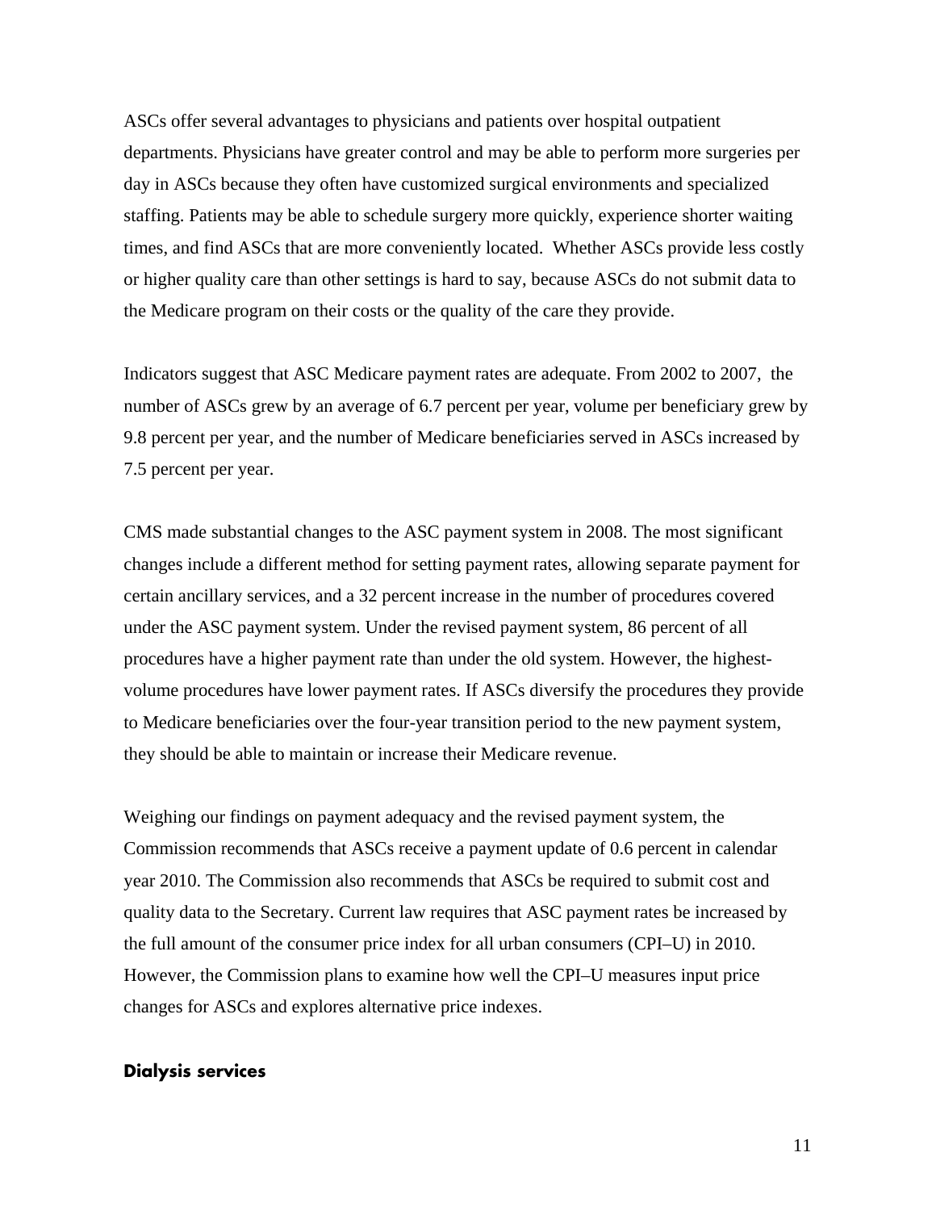ASCs offer several advantages to physicians and patients over hospital outpatient departments. Physicians have greater control and may be able to perform more surgeries per day in ASCs because they often have customized surgical environments and specialized staffing. Patients may be able to schedule surgery more quickly, experience shorter waiting times, and find ASCs that are more conveniently located. Whether ASCs provide less costly or higher quality care than other settings is hard to say, because ASCs do not submit data to the Medicare program on their costs or the quality of the care they provide.

Indicators suggest that ASC Medicare payment rates are adequate. From 2002 to 2007, the number of ASCs grew by an average of 6.7 percent per year, volume per beneficiary grew by 9.8 percent per year, and the number of Medicare beneficiaries served in ASCs increased by 7.5 percent per year.

CMS made substantial changes to the ASC payment system in 2008. The most significant changes include a different method for setting payment rates, allowing separate payment for certain ancillary services, and a 32 percent increase in the number of procedures covered under the ASC payment system. Under the revised payment system, 86 percent of all procedures have a higher payment rate than under the old system. However, the highest-volume procedures have lower payment rates. If ASCs diversify the procedures they provide to Medicare beneficiaries over the four-year transition period to the new payment system, they should be able to maintain or increase their Medicare revenue.

Weighing our findings on payment adequacy and the revised payment system, the Commission recommends that ASCs receive a payment update of 0.6 percent in calendar year 2010. The Commission also recommends that ASCs be required to submit cost and quality data to the Secretary. Current law requires that ASC payment rates be increased by the full amount of the consumer price index for all urban consumers (CPI–U) in 2010. However, the Commission plans to examine how well the CPI–U measures input price changes for ASCs and explores alternative price indexes.

#### Dialysis services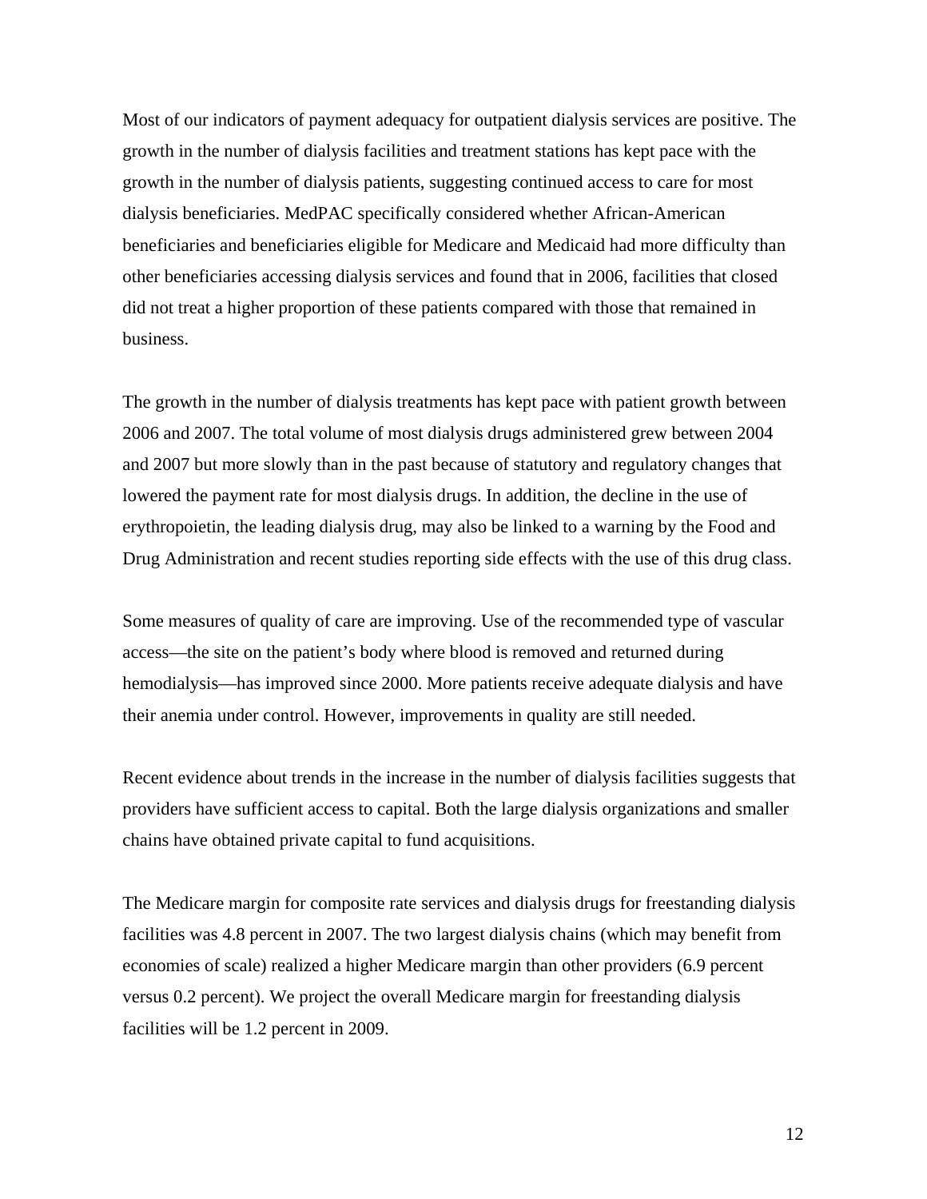Most of our indicators of payment adequacy for outpatient dialysis services are positive. The growth in the number of dialysis facilities and treatment stations has kept pace with the growth in the number of dialysis patients, suggesting continued access to care for most dialysis beneficiaries. MedPAC specifically considered whether African-American beneficiaries and beneficiaries eligible for Medicare and Medicaid had more difficulty than other beneficiaries accessing dialysis services and found that in 2006, facilities that closed did not treat a higher proportion of these patients compared with those that remained in business.

The growth in the number of dialysis treatments has kept pace with patient growth between 2006 and 2007. The total volume of most dialysis drugs administered grew between 2004 and 2007 but more slowly than in the past because of statutory and regulatory changes that lowered the payment rate for most dialysis drugs. In addition, the decline in the use of erythropoietin, the leading dialysis drug, may also be linked to a warning by the Food and Drug Administration and recent studies reporting side effects with the use of this drug class.

Some measures of quality of care are improving. Use of the recommended type of vascular access—the site on the patient's body where blood is removed and returned during hemodialysis—has improved since 2000. More patients receive adequate dialysis and have their anemia under control. However, improvements in quality are still needed.

Recent evidence about trends in the increase in the number of dialysis facilities suggests that providers have sufficient access to capital. Both the large dialysis organizations and smaller chains have obtained private capital to fund acquisitions.

The Medicare margin for composite rate services and dialysis drugs for freestanding dialysis facilities was 4.8 percent in 2007. The two largest dialysis chains (which may benefit from economies of scale) realized a higher Medicare margin than other providers (6.9 percent versus 0.2 percent). We project the overall Medicare margin for freestanding dialysis facilities will be 1.2 percent in 2009.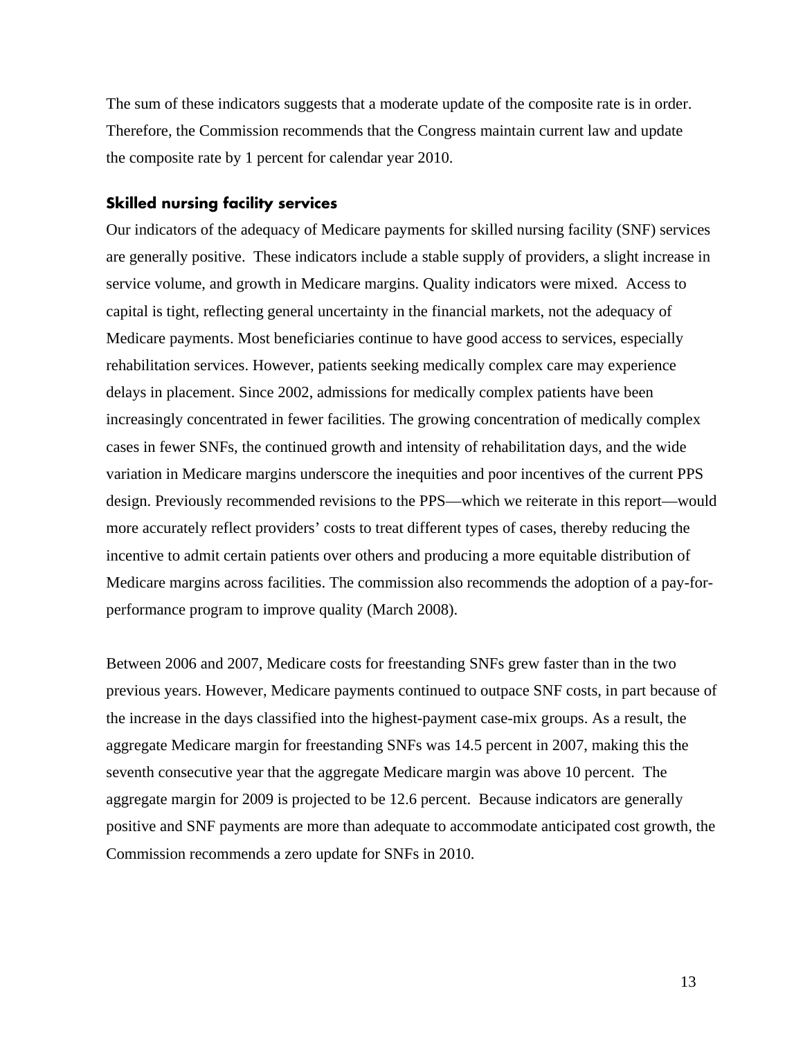The sum of these indicators suggests that a moderate update of the composite rate is in order. Therefore, the Commission recommends that the Congress maintain current law and update the composite rate by 1 percent for calendar year 2010.

### Skilled nursing facility services

Our indicators of the adequacy of Medicare payments for skilled nursing facility (SNF) services are generally positive. These indicators include a stable supply of providers, a slight increase in service volume, and growth in Medicare margins. Quality indicators were mixed. Access to capital is tight, reflecting general uncertainty in the financial markets, not the adequacy of Medicare payments. Most beneficiaries continue to have good access to services, especially rehabilitation services. However, patients seeking medically complex care may experience delays in placement. Since 2002, admissions for medically complex patients have been increasingly concentrated in fewer facilities. The growing concentration of medically complex cases in fewer SNFs, the continued growth and intensity of rehabilitation days, and the wide variation in Medicare margins underscore the inequities and poor incentives of the current PPS design. Previously recommended revisions to the PPS—which we reiterate in this report—would more accurately reflect providers' costs to treat different types of cases, thereby reducing the incentive to admit certain patients over others and producing a more equitable distribution of Medicare margins across facilities. The commission also recommends the adoption of a pay-for-performance program to improve quality (March 2008).

Between 2006 and 2007, Medicare costs for freestanding SNFs grew faster than in the two previous years. However, Medicare payments continued to outpace SNF costs, in part because of the increase in the days classified into the highest-payment case-mix groups. As a result, the aggregate Medicare margin for freestanding SNFs was 14.5 percent in 2007, making this the seventh consecutive year that the aggregate Medicare margin was above 10 percent. The aggregate margin for 2009 is projected to be 12.6 percent. Because indicators are generally positive and SNF payments are more than adequate to accommodate anticipated cost growth, the Commission recommends a zero update for SNFs in 2010.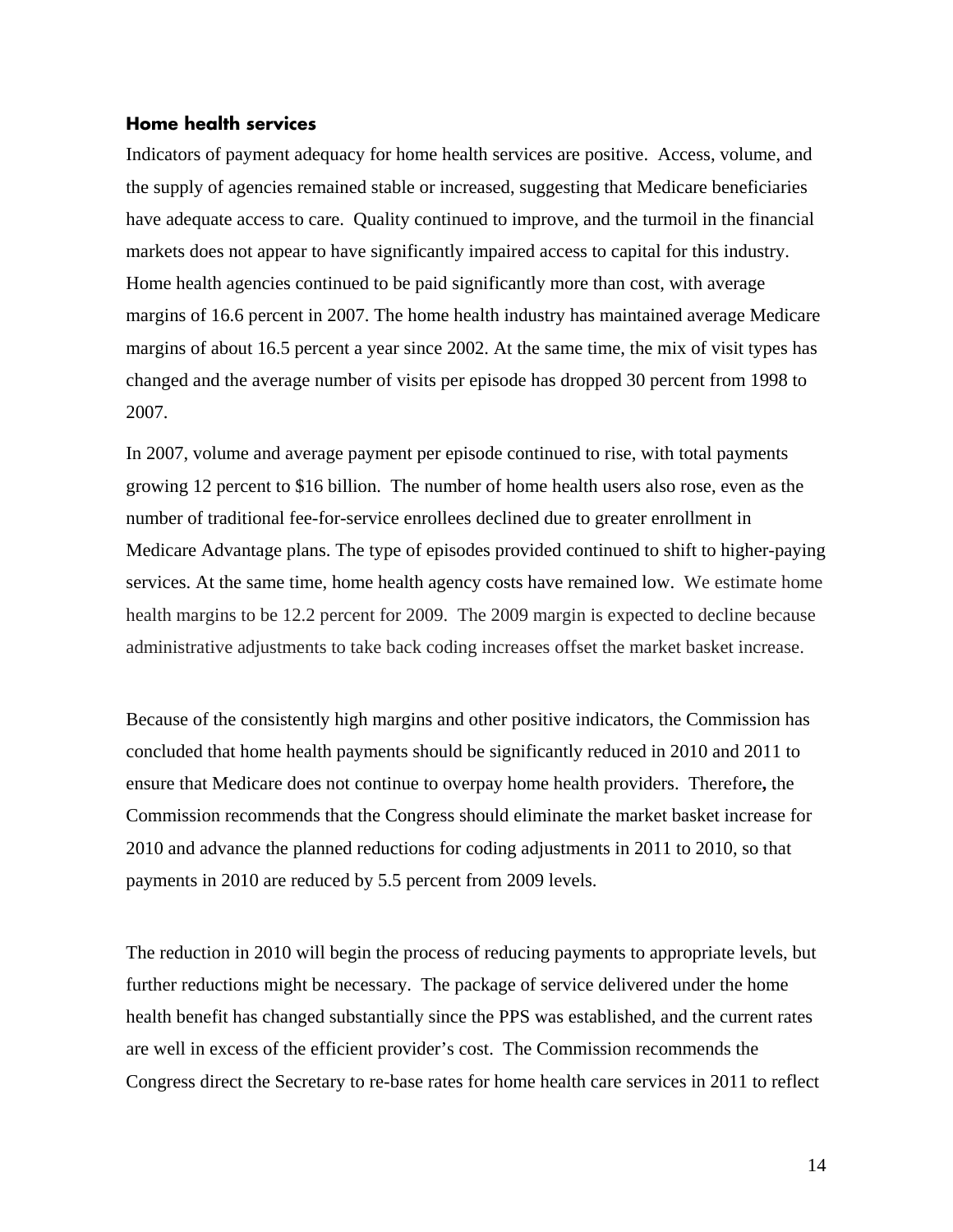### Home health services

Indicators of payment adequacy for home health services are positive. Access, volume, and the supply of agencies remained stable or increased, suggesting that Medicare beneficiaries have adequate access to care. Quality continued to improve, and the turmoil in the financial markets does not appear to have significantly impaired access to capital for this industry. Home health agencies continued to be paid significantly more than cost, with average margins of 16.6 percent in 2007. The home health industry has maintained average Medicare margins of about 16.5 percent a year since 2002. At the same time, the mix of visit types has changed and the average number of visits per episode has dropped 30 percent from 1998 to 2007.

In 2007, volume and average payment per episode continued to rise, with total payments growing 12 percent to $16 billion. The number of home health users also rose, even as the number of traditional fee-for-service enrollees declined due to greater enrollment in Medicare Advantage plans. The type of episodes provided continued to shift to higher-paying services. At the same time, home health agency costs have remained low. We estimate home health margins to be 12.2 percent for 2009. The 2009 margin is expected to decline because administrative adjustments to take back coding increases offset the market basket increase.

Because of the consistently high margins and other positive indicators, the Commission has concluded that home health payments should be significantly reduced in 2010 and 2011 to ensure that Medicare does not continue to overpay home health providers. Therefore**,** the Commission recommends that the Congress should eliminate the market basket increase for 2010 and advance the planned reductions for coding adjustments in 2011 to 2010, so that payments in 2010 are reduced by 5.5 percent from 2009 levels.

The reduction in 2010 will begin the process of reducing payments to appropriate levels, but further reductions might be necessary. The package of service delivered under the home health benefit has changed substantially since the PPS was established, and the current rates are well in excess of the efficient provider's cost. The Commission recommends the Congress direct the Secretary to re-base rates for home health care services in 2011 to reflect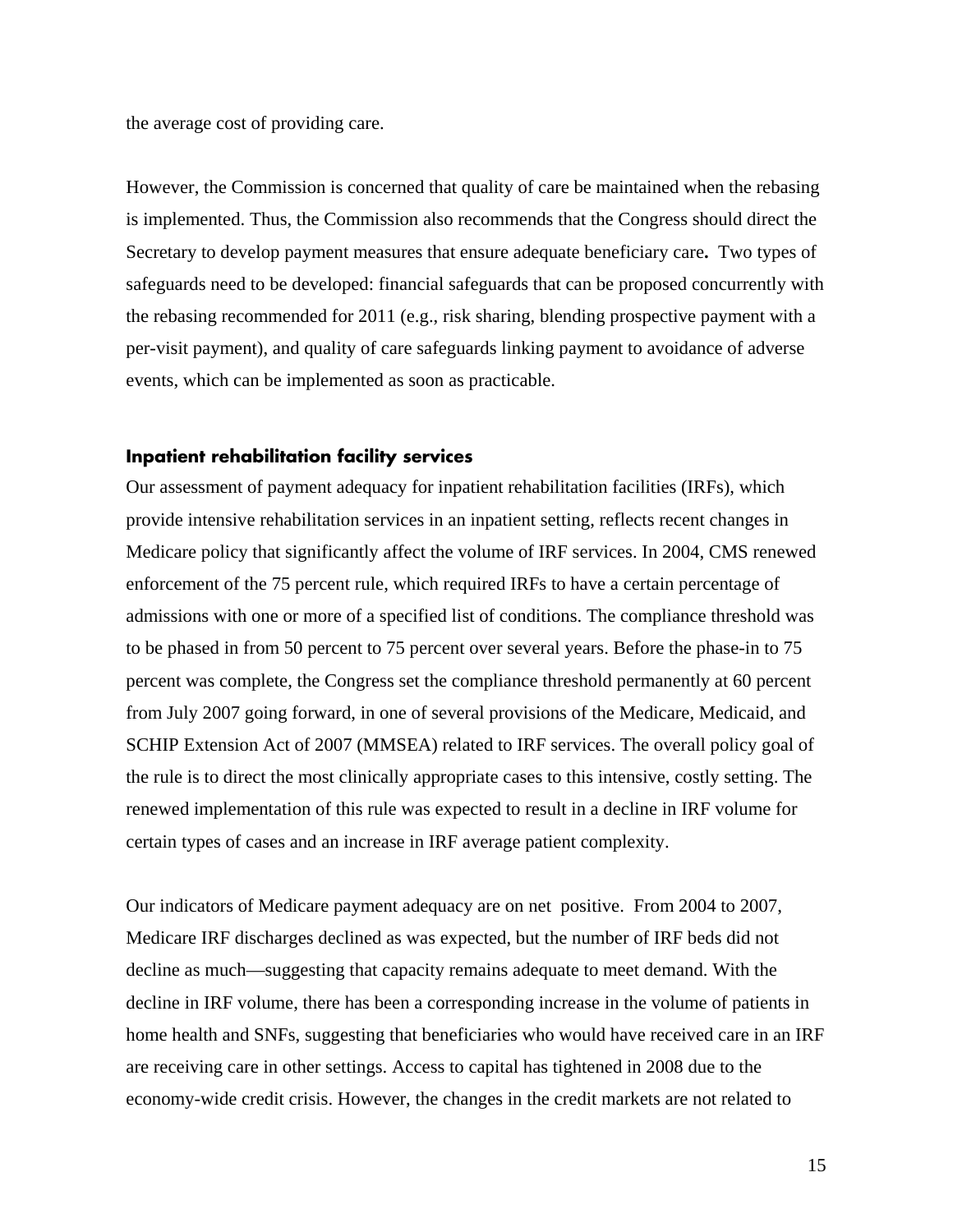the average cost of providing care.

However, the Commission is concerned that quality of care be maintained when the rebasing is implemented. Thus, the Commission also recommends that the Congress should direct the Secretary to develop payment measures that ensure adequate beneficiary care**.** Two types of safeguards need to be developed: financial safeguards that can be proposed concurrently with the rebasing recommended for 2011 (e.g., risk sharing, blending prospective payment with a per-visit payment), and quality of care safeguards linking payment to avoidance of adverse events, which can be implemented as soon as practicable.

### Inpatient rehabilitation facility services

Our assessment of payment adequacy for inpatient rehabilitation facilities (IRFs), which provide intensive rehabilitation services in an inpatient setting, reflects recent changes in Medicare policy that significantly affect the volume of IRF services. In 2004, CMS renewed enforcement of the 75 percent rule, which required IRFs to have a certain percentage of admissions with one or more of a specified list of conditions. The compliance threshold was to be phased in from 50 percent to 75 percent over several years. Before the phase-in to 75 percent was complete, the Congress set the compliance threshold permanently at 60 percent from July 2007 going forward, in one of several provisions of the Medicare, Medicaid, and SCHIP Extension Act of 2007 (MMSEA) related to IRF services. The overall policy goal of the rule is to direct the most clinically appropriate cases to this intensive, costly setting. The renewed implementation of this rule was expected to result in a decline in IRF volume for certain types of cases and an increase in IRF average patient complexity.

Our indicators of Medicare payment adequacy are on net positive. From 2004 to 2007, Medicare IRF discharges declined as was expected, but the number of IRF beds did not decline as much—suggesting that capacity remains adequate to meet demand. With the decline in IRF volume, there has been a corresponding increase in the volume of patients in home health and SNFs, suggesting that beneficiaries who would have received care in an IRF are receiving care in other settings. Access to capital has tightened in 2008 due to the economy-wide credit crisis. However, the changes in the credit markets are not related to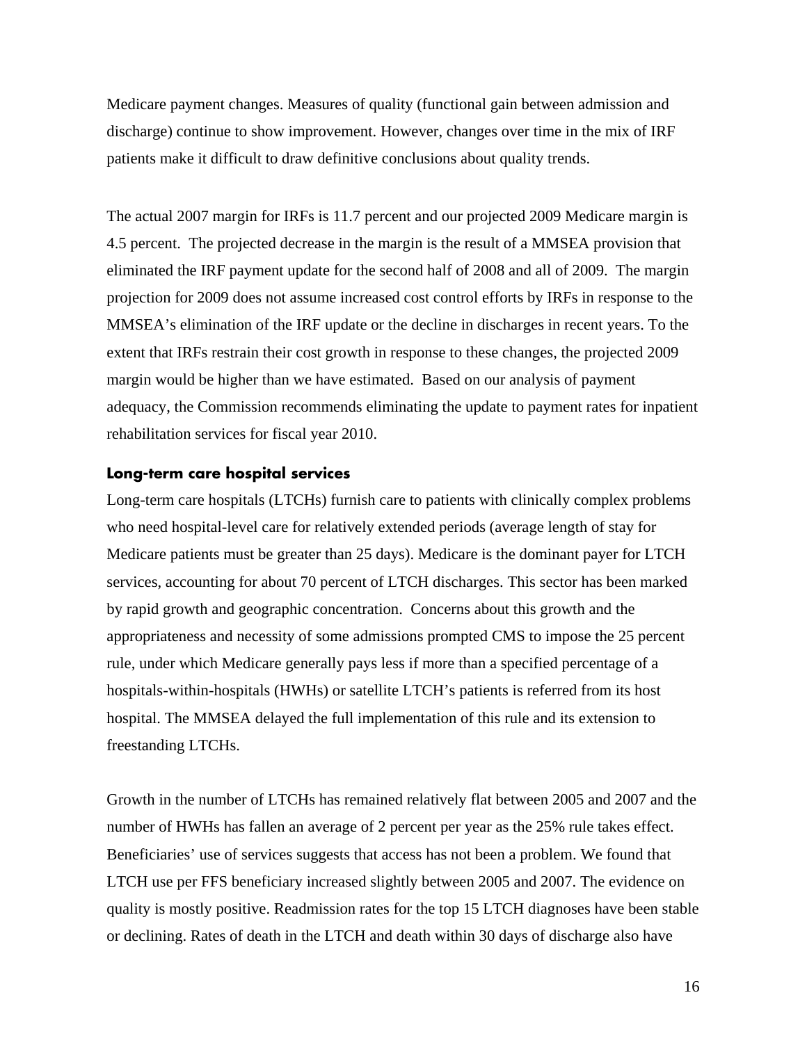Medicare payment changes. Measures of quality (functional gain between admission and discharge) continue to show improvement. However, changes over time in the mix of IRF patients make it difficult to draw definitive conclusions about quality trends.

The actual 2007 margin for IRFs is 11.7 percent and our projected 2009 Medicare margin is 4.5 percent. The projected decrease in the margin is the result of a MMSEA provision that eliminated the IRF payment update for the second half of 2008 and all of 2009. The margin projection for 2009 does not assume increased cost control efforts by IRFs in response to the MMSEA's elimination of the IRF update or the decline in discharges in recent years. To the extent that IRFs restrain their cost growth in response to these changes, the projected 2009 margin would be higher than we have estimated. Based on our analysis of payment adequacy, the Commission recommends eliminating the update to payment rates for inpatient rehabilitation services for fiscal year 2010.

### Long-term care hospital services

Long-term care hospitals (LTCHs) furnish care to patients with clinically complex problems who need hospital-level care for relatively extended periods (average length of stay for Medicare patients must be greater than 25 days). Medicare is the dominant payer for LTCH services, accounting for about 70 percent of LTCH discharges. This sector has been marked by rapid growth and geographic concentration. Concerns about this growth and the appropriateness and necessity of some admissions prompted CMS to impose the 25 percent rule, under which Medicare generally pays less if more than a specified percentage of a hospitals-within-hospitals (HWHs) or satellite LTCH's patients is referred from its host hospital. The MMSEA delayed the full implementation of this rule and its extension to freestanding LTCHs.

Growth in the number of LTCHs has remained relatively flat between 2005 and 2007 and the number of HWHs has fallen an average of 2 percent per year as the 25% rule takes effect. Beneficiaries' use of services suggests that access has not been a problem. We found that LTCH use per FFS beneficiary increased slightly between 2005 and 2007. The evidence on quality is mostly positive. Readmission rates for the top 15 LTCH diagnoses have been stable or declining. Rates of death in the LTCH and death within 30 days of discharge also have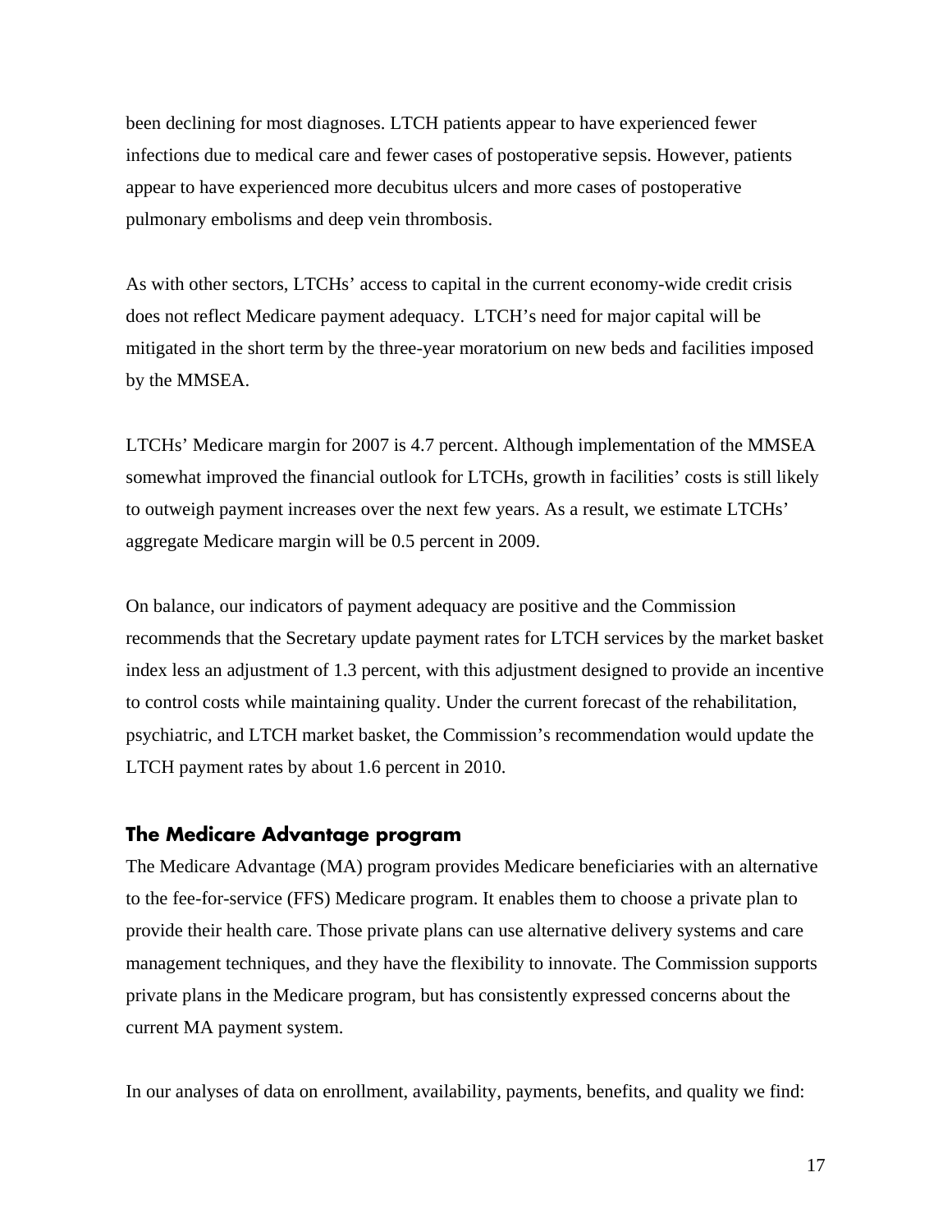been declining for most diagnoses. LTCH patients appear to have experienced fewer infections due to medical care and fewer cases of postoperative sepsis. However, patients appear to have experienced more decubitus ulcers and more cases of postoperative pulmonary embolisms and deep vein thrombosis.

As with other sectors, LTCHs' access to capital in the current economy-wide credit crisis does not reflect Medicare payment adequacy. LTCH's need for major capital will be mitigated in the short term by the three-year moratorium on new beds and facilities imposed by the MMSEA.

LTCHs' Medicare margin for 2007 is 4.7 percent. Although implementation of the MMSEA somewhat improved the financial outlook for LTCHs, growth in facilities' costs is still likely to outweigh payment increases over the next few years. As a result, we estimate LTCHs' aggregate Medicare margin will be 0.5 percent in 2009.

On balance, our indicators of payment adequacy are positive and the Commission recommends that the Secretary update payment rates for LTCH services by the market basket index less an adjustment of 1.3 percent, with this adjustment designed to provide an incentive to control costs while maintaining quality. Under the current forecast of the rehabilitation, psychiatric, and LTCH market basket, the Commission's recommendation would update the LTCH payment rates by about 1.6 percent in 2010.

## The Medicare Advantage program

The Medicare Advantage (MA) program provides Medicare beneficiaries with an alternative to the fee-for-service (FFS) Medicare program. It enables them to choose a private plan to provide their health care. Those private plans can use alternative delivery systems and care management techniques, and they have the flexibility to innovate. The Commission supports private plans in the Medicare program, but has consistently expressed concerns about the current MA payment system.

In our analyses of data on enrollment, availability, payments, benefits, and quality we find: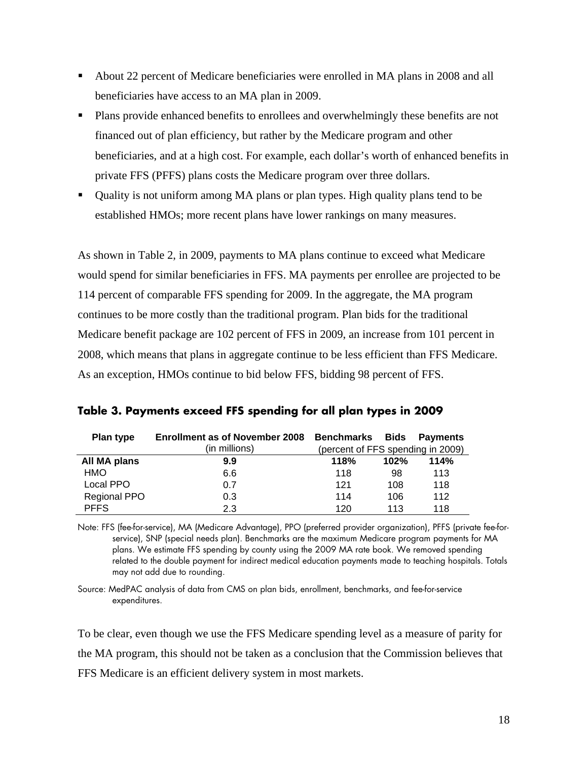- About 22 percent of Medicare beneficiaries were enrolled in MA plans in 2008 and all beneficiaries have access to an MA plan in 2009.
- Plans provide enhanced benefits to enrollees and overwhelmingly these benefits are not financed out of plan efficiency, but rather by the Medicare program and other beneficiaries, and at a high cost. For example, each dollar's worth of enhanced benefits in private FFS (PFFS) plans costs the Medicare program over three dollars.
- Quality is not uniform among MA plans or plan types. High quality plans tend to be established HMOs; more recent plans have lower rankings on many measures.

As shown in Table 2, in 2009, payments to MA plans continue to exceed what Medicare would spend for similar beneficiaries in FFS. MA payments per enrollee are projected to be 114 percent of comparable FFS spending for 2009. In the aggregate, the MA program continues to be more costly than the traditional program. Plan bids for the traditional Medicare benefit package are 102 percent of FFS in 2009, an increase from 101 percent in 2008, which means that plans in aggregate continue to be less efficient than FFS Medicare. As an exception, HMOs continue to bid below FFS, bidding 98 percent of FFS.

**Table 3. Payments exceed FFS spending for all plan types in 2009**

| Plan type | Enrollment as of November 2008 (in millions) | Benchmarks | Bids | Payments |
|---|---|---|---|---|
| | | (percent of FFS spending in 2009) | | |
| **All MA plans** | **9.9** | **118%** | **102%** | **114%** |
| HMO | 6.6 | 118 | 98 | 113 |
| Local PPO | 0.7 | 121 | 108 | 118 |
| Regional PPO | 0.3 | 114 | 106 | 112 |
| PFFS | 2.3 | 120 | 113 | 118 |

Note: FFS (fee-for-service), MA (Medicare Advantage), PPO (preferred provider organization), PFFS (private fee-for-service), SNP (special needs plan). Benchmarks are the maximum Medicare program payments for MA plans. We estimate FFS spending by county using the 2009 MA rate book. We removed spending related to the double payment for indirect medical education payments made to teaching hospitals. Totals may not add due to rounding.

Source: MedPAC analysis of data from CMS on plan bids, enrollment, benchmarks, and fee-for-service expenditures.

To be clear, even though we use the FFS Medicare spending level as a measure of parity for the MA program, this should not be taken as a conclusion that the Commission believes that FFS Medicare is an efficient delivery system in most markets.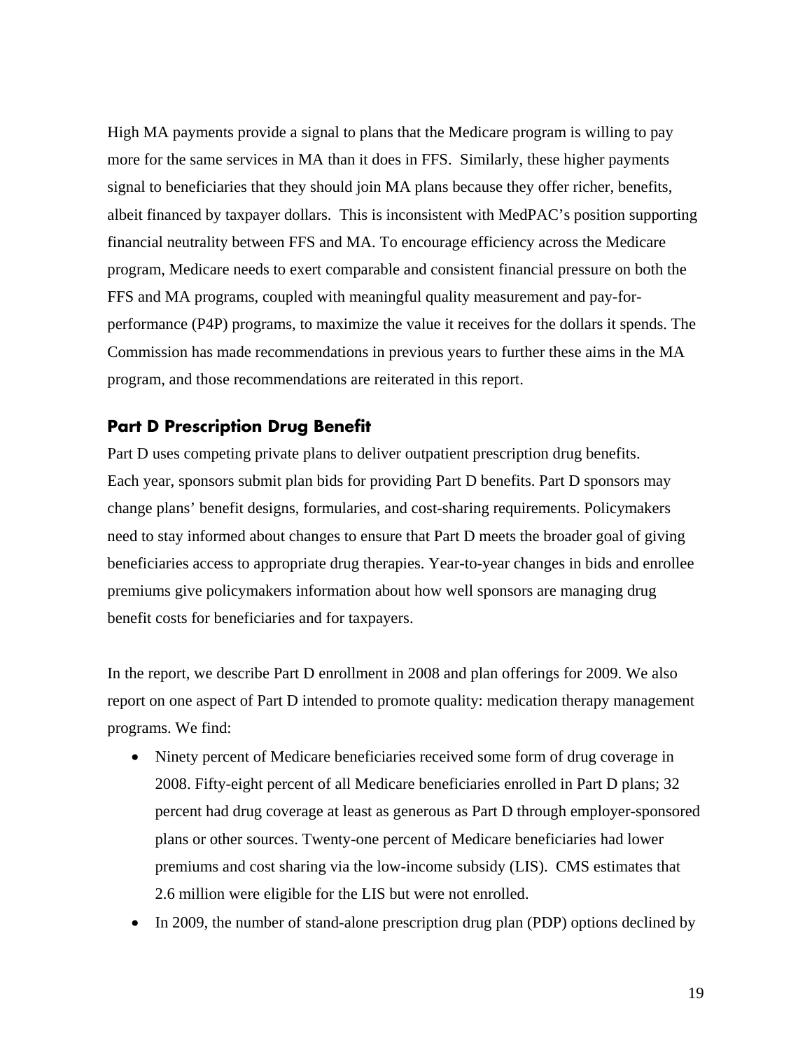High MA payments provide a signal to plans that the Medicare program is willing to pay more for the same services in MA than it does in FFS. Similarly, these higher payments signal to beneficiaries that they should join MA plans because they offer richer, benefits, albeit financed by taxpayer dollars. This is inconsistent with MedPAC's position supporting financial neutrality between FFS and MA. To encourage efficiency across the Medicare program, Medicare needs to exert comparable and consistent financial pressure on both the FFS and MA programs, coupled with meaningful quality measurement and pay-for-performance (P4P) programs, to maximize the value it receives for the dollars it spends. The Commission has made recommendations in previous years to further these aims in the MA program, and those recommendations are reiterated in this report.

### Part D Prescription Drug Benefit

Part D uses competing private plans to deliver outpatient prescription drug benefits. Each year, sponsors submit plan bids for providing Part D benefits. Part D sponsors may change plans' benefit designs, formularies, and cost-sharing requirements. Policymakers need to stay informed about changes to ensure that Part D meets the broader goal of giving beneficiaries access to appropriate drug therapies. Year-to-year changes in bids and enrollee premiums give policymakers information about how well sponsors are managing drug benefit costs for beneficiaries and for taxpayers.

In the report, we describe Part D enrollment in 2008 and plan offerings for 2009. We also report on one aspect of Part D intended to promote quality: medication therapy management programs. We find:

- Ninety percent of Medicare beneficiaries received some form of drug coverage in 2008. Fifty-eight percent of all Medicare beneficiaries enrolled in Part D plans; 32 percent had drug coverage at least as generous as Part D through employer-sponsored plans or other sources. Twenty-one percent of Medicare beneficiaries had lower premiums and cost sharing via the low-income subsidy (LIS). CMS estimates that 2.6 million were eligible for the LIS but were not enrolled.
- In 2009, the number of stand-alone prescription drug plan (PDP) options declined by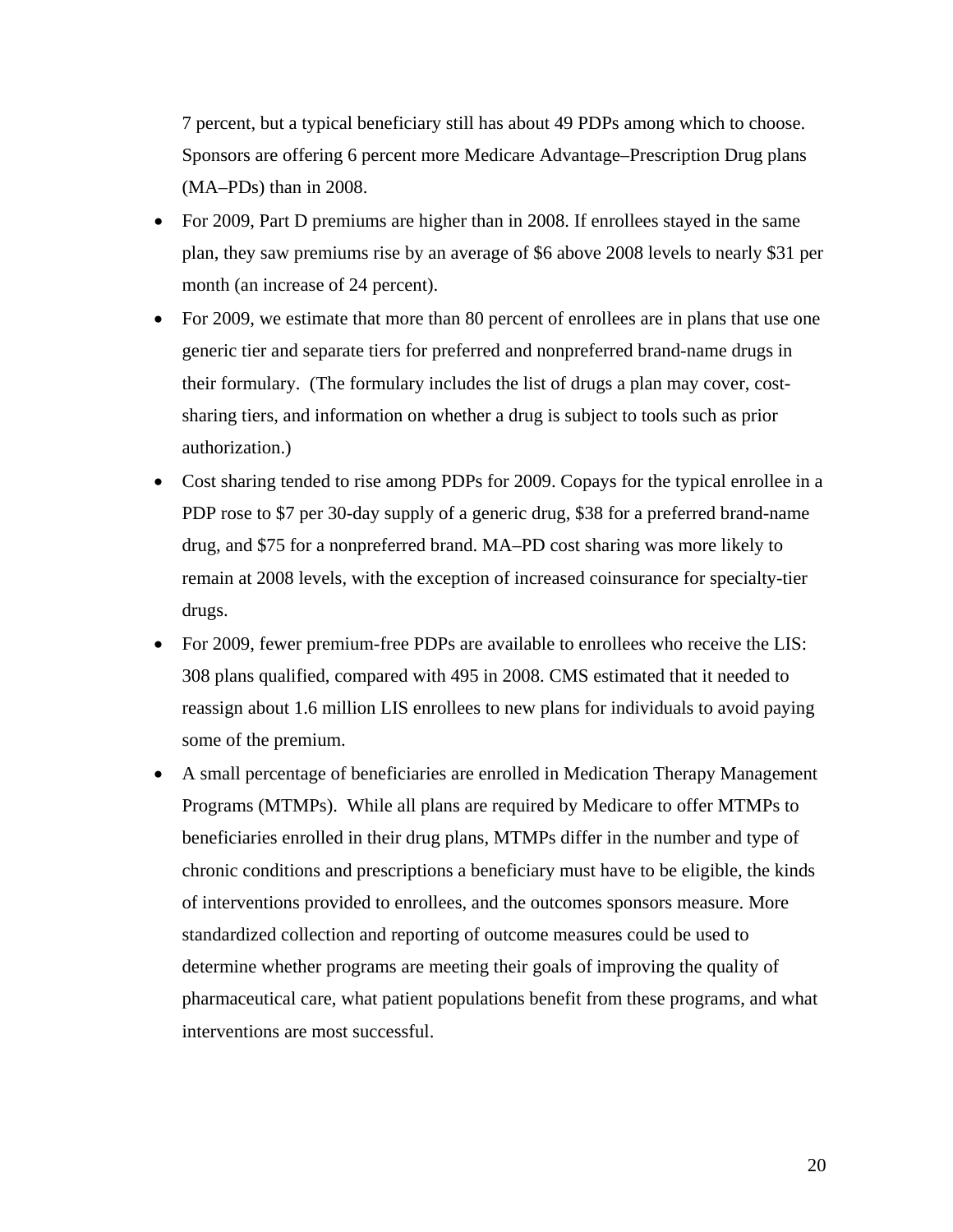7 percent, but a typical beneficiary still has about 49 PDPs among which to choose. Sponsors are offering 6 percent more Medicare Advantage–Prescription Drug plans (MA–PDs) than in 2008.

- For 2009, Part D premiums are higher than in 2008. If enrollees stayed in the same plan, they saw premiums rise by an average of $6 above 2008 levels to nearly $31 per month (an increase of 24 percent).
- For 2009, we estimate that more than 80 percent of enrollees are in plans that use one generic tier and separate tiers for preferred and nonpreferred brand-name drugs in their formulary. (The formulary includes the list of drugs a plan may cover, cost-sharing tiers, and information on whether a drug is subject to tools such as prior authorization.)
- Cost sharing tended to rise among PDPs for 2009. Copays for the typical enrollee in a PDP rose to $7 per 30-day supply of a generic drug, $38 for a preferred brand-name drug, and $75 for a nonpreferred brand. MA–PD cost sharing was more likely to remain at 2008 levels, with the exception of increased coinsurance for specialty-tier drugs.
- For 2009, fewer premium-free PDPs are available to enrollees who receive the LIS: 308 plans qualified, compared with 495 in 2008. CMS estimated that it needed to reassign about 1.6 million LIS enrollees to new plans for individuals to avoid paying some of the premium.
- A small percentage of beneficiaries are enrolled in Medication Therapy Management Programs (MTMPs). While all plans are required by Medicare to offer MTMPs to beneficiaries enrolled in their drug plans, MTMPs differ in the number and type of chronic conditions and prescriptions a beneficiary must have to be eligible, the kinds of interventions provided to enrollees, and the outcomes sponsors measure. More standardized collection and reporting of outcome measures could be used to determine whether programs are meeting their goals of improving the quality of pharmaceutical care, what patient populations benefit from these programs, and what interventions are most successful.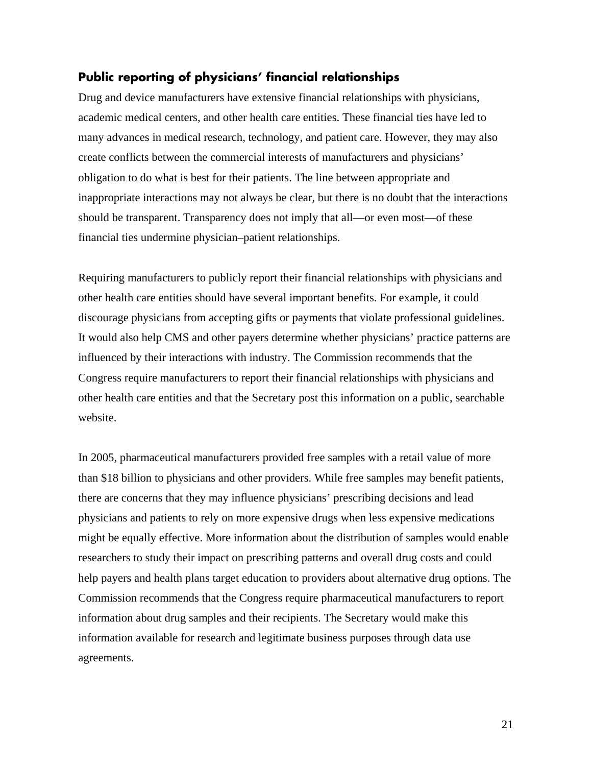### Public reporting of physicians' financial relationships

Drug and device manufacturers have extensive financial relationships with physicians, academic medical centers, and other health care entities. These financial ties have led to many advances in medical research, technology, and patient care. However, they may also create conflicts between the commercial interests of manufacturers and physicians' obligation to do what is best for their patients. The line between appropriate and inappropriate interactions may not always be clear, but there is no doubt that the interactions should be transparent. Transparency does not imply that all—or even most—of these financial ties undermine physician–patient relationships.

Requiring manufacturers to publicly report their financial relationships with physicians and other health care entities should have several important benefits. For example, it could discourage physicians from accepting gifts or payments that violate professional guidelines. It would also help CMS and other payers determine whether physicians' practice patterns are influenced by their interactions with industry. The Commission recommends that the Congress require manufacturers to report their financial relationships with physicians and other health care entities and that the Secretary post this information on a public, searchable website.

In 2005, pharmaceutical manufacturers provided free samples with a retail value of more than $18 billion to physicians and other providers. While free samples may benefit patients, there are concerns that they may influence physicians' prescribing decisions and lead physicians and patients to rely on more expensive drugs when less expensive medications might be equally effective. More information about the distribution of samples would enable researchers to study their impact on prescribing patterns and overall drug costs and could help payers and health plans target education to providers about alternative drug options. The Commission recommends that the Congress require pharmaceutical manufacturers to report information about drug samples and their recipients. The Secretary would make this information available for research and legitimate business purposes through data use agreements.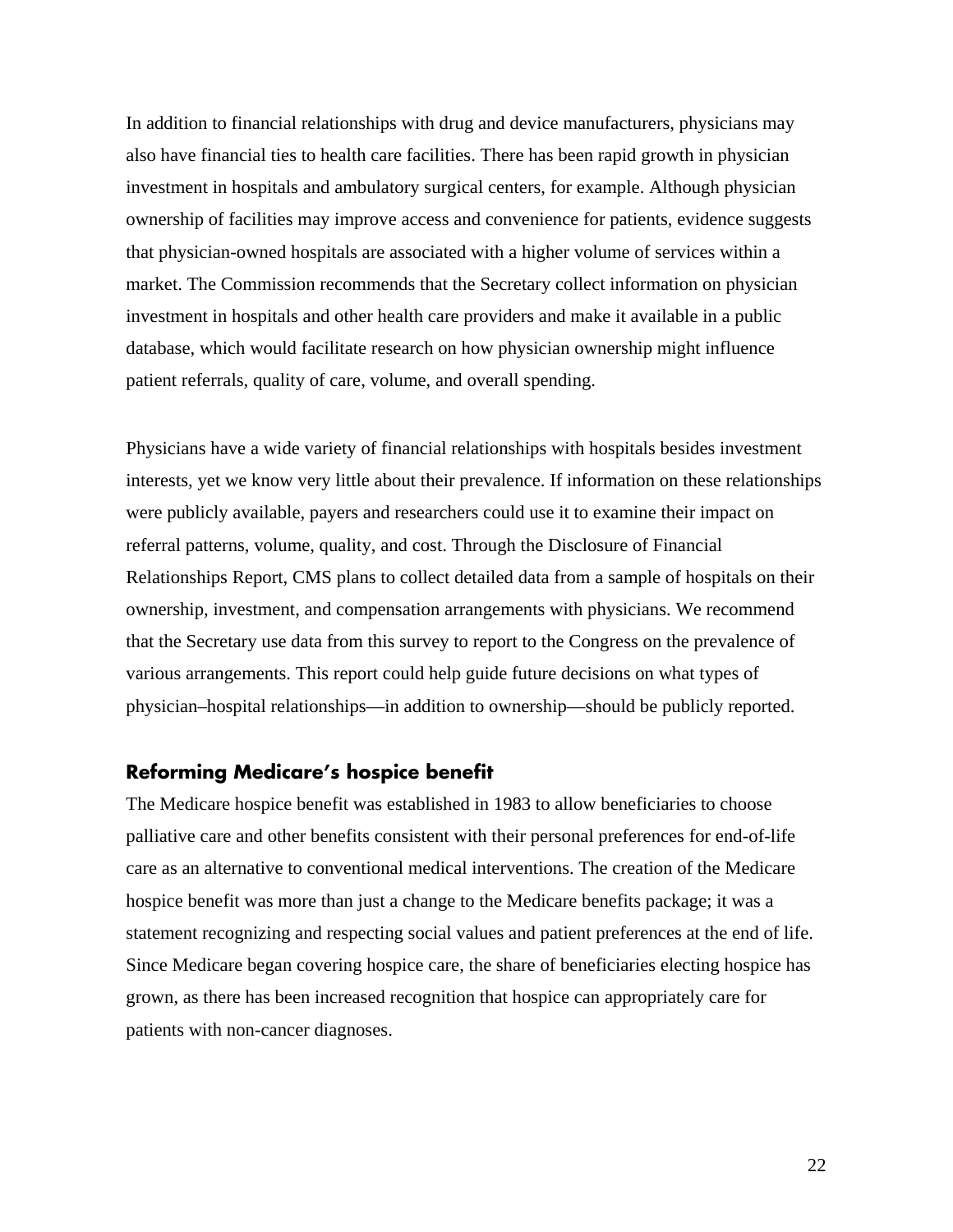In addition to financial relationships with drug and device manufacturers, physicians may also have financial ties to health care facilities. There has been rapid growth in physician investment in hospitals and ambulatory surgical centers, for example. Although physician ownership of facilities may improve access and convenience for patients, evidence suggests that physician-owned hospitals are associated with a higher volume of services within a market. The Commission recommends that the Secretary collect information on physician investment in hospitals and other health care providers and make it available in a public database, which would facilitate research on how physician ownership might influence patient referrals, quality of care, volume, and overall spending.

Physicians have a wide variety of financial relationships with hospitals besides investment interests, yet we know very little about their prevalence. If information on these relationships were publicly available, payers and researchers could use it to examine their impact on referral patterns, volume, quality, and cost. Through the Disclosure of Financial Relationships Report, CMS plans to collect detailed data from a sample of hospitals on their ownership, investment, and compensation arrangements with physicians. We recommend that the Secretary use data from this survey to report to the Congress on the prevalence of various arrangements. This report could help guide future decisions on what types of physician–hospital relationships—in addition to ownership—should be publicly reported.

## Reforming Medicare's hospice benefit

The Medicare hospice benefit was established in 1983 to allow beneficiaries to choose palliative care and other benefits consistent with their personal preferences for end-of-life care as an alternative to conventional medical interventions. The creation of the Medicare hospice benefit was more than just a change to the Medicare benefits package; it was a statement recognizing and respecting social values and patient preferences at the end of life. Since Medicare began covering hospice care, the share of beneficiaries electing hospice has grown, as there has been increased recognition that hospice can appropriately care for patients with non-cancer diagnoses.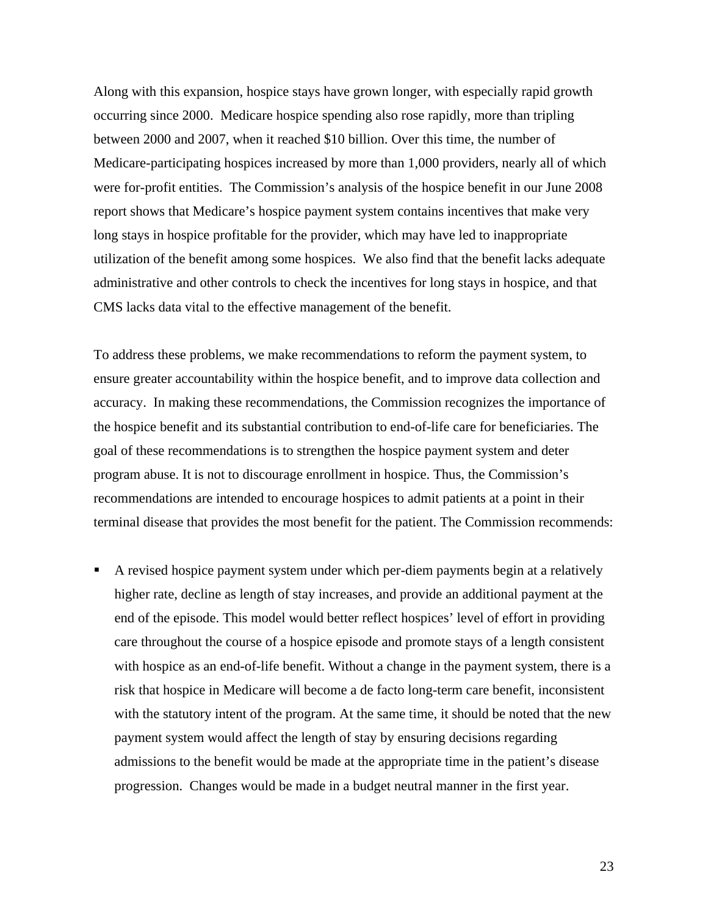Along with this expansion, hospice stays have grown longer, with especially rapid growth occurring since 2000. Medicare hospice spending also rose rapidly, more than tripling between 2000 and 2007, when it reached $10 billion. Over this time, the number of Medicare-participating hospices increased by more than 1,000 providers, nearly all of which were for-profit entities. The Commission's analysis of the hospice benefit in our June 2008 report shows that Medicare's hospice payment system contains incentives that make very long stays in hospice profitable for the provider, which may have led to inappropriate utilization of the benefit among some hospices. We also find that the benefit lacks adequate administrative and other controls to check the incentives for long stays in hospice, and that CMS lacks data vital to the effective management of the benefit.

To address these problems, we make recommendations to reform the payment system, to ensure greater accountability within the hospice benefit, and to improve data collection and accuracy. In making these recommendations, the Commission recognizes the importance of the hospice benefit and its substantial contribution to end-of-life care for beneficiaries. The goal of these recommendations is to strengthen the hospice payment system and deter program abuse. It is not to discourage enrollment in hospice. Thus, the Commission's recommendations are intended to encourage hospices to admit patients at a point in their terminal disease that provides the most benefit for the patient. The Commission recommends:

- A revised hospice payment system under which per-diem payments begin at a relatively higher rate, decline as length of stay increases, and provide an additional payment at the end of the episode. This model would better reflect hospices' level of effort in providing care throughout the course of a hospice episode and promote stays of a length consistent with hospice as an end-of-life benefit. Without a change in the payment system, there is a risk that hospice in Medicare will become a de facto long-term care benefit, inconsistent with the statutory intent of the program. At the same time, it should be noted that the new payment system would affect the length of stay by ensuring decisions regarding admissions to the benefit would be made at the appropriate time in the patient's disease progression. Changes would be made in a budget neutral manner in the first year.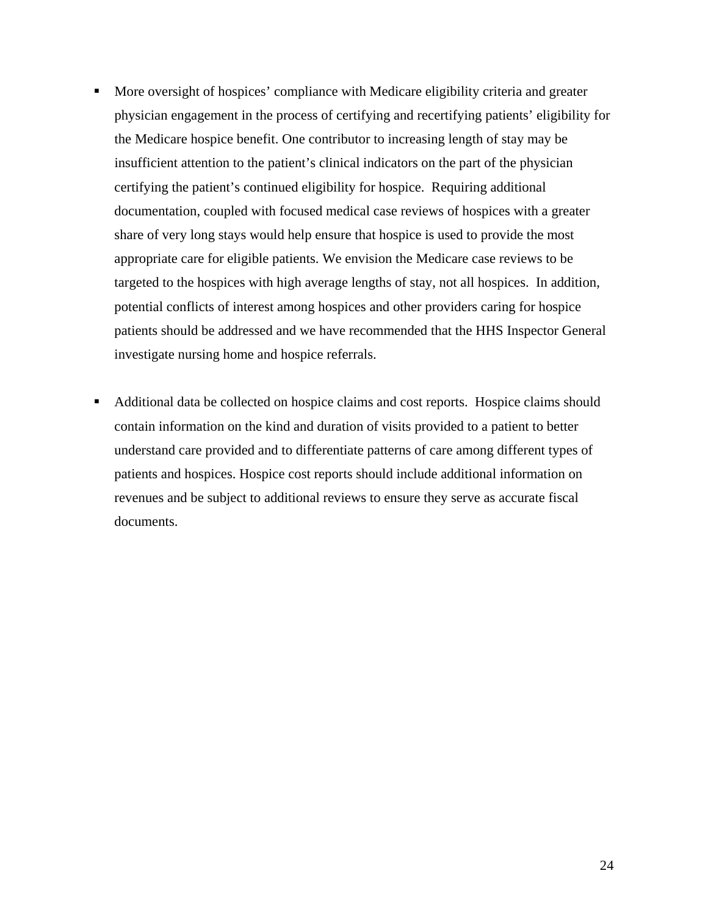- More oversight of hospices' compliance with Medicare eligibility criteria and greater physician engagement in the process of certifying and recertifying patients' eligibility for the Medicare hospice benefit. One contributor to increasing length of stay may be insufficient attention to the patient's clinical indicators on the part of the physician certifying the patient's continued eligibility for hospice. Requiring additional documentation, coupled with focused medical case reviews of hospices with a greater share of very long stays would help ensure that hospice is used to provide the most appropriate care for eligible patients. We envision the Medicare case reviews to be targeted to the hospices with high average lengths of stay, not all hospices. In addition, potential conflicts of interest among hospices and other providers caring for hospice patients should be addressed and we have recommended that the HHS Inspector General investigate nursing home and hospice referrals.

- Additional data be collected on hospice claims and cost reports. Hospice claims should contain information on the kind and duration of visits provided to a patient to better understand care provided and to differentiate patterns of care among different types of patients and hospices. Hospice cost reports should include additional information on revenues and be subject to additional reviews to ensure they serve as accurate fiscal documents.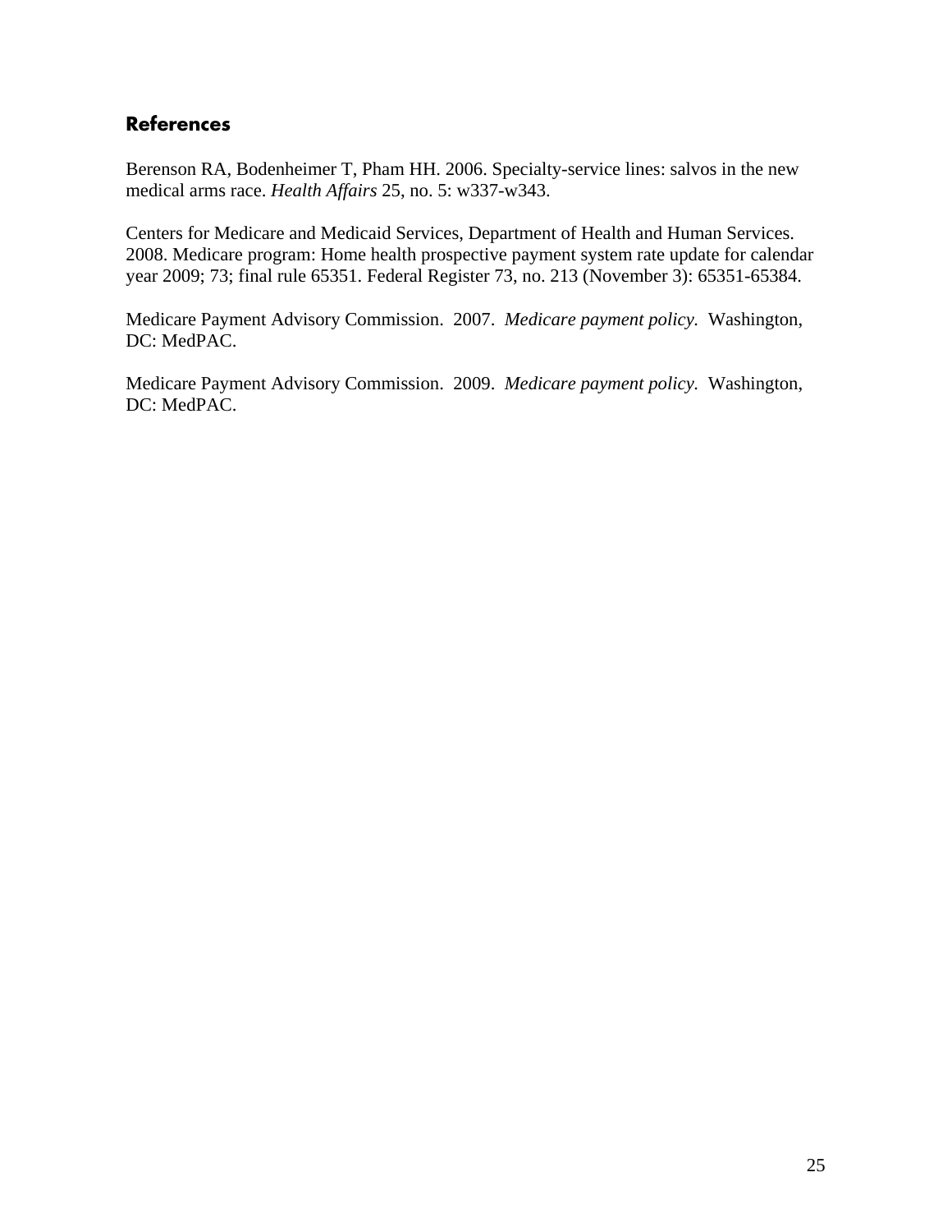## References

Berenson RA, Bodenheimer T, Pham HH. 2006. Specialty-service lines: salvos in the new medical arms race. *Health Affairs* 25, no. 5: w337-w343.

Centers for Medicare and Medicaid Services, Department of Health and Human Services. 2008. Medicare program: Home health prospective payment system rate update for calendar year 2009; 73; final rule 65351. Federal Register 73, no. 213 (November 3): 65351-65384.

Medicare Payment Advisory Commission. 2007. *Medicare payment policy.* Washington, DC: MedPAC.

Medicare Payment Advisory Commission. 2009. *Medicare payment policy.* Washington, DC: MedPAC.